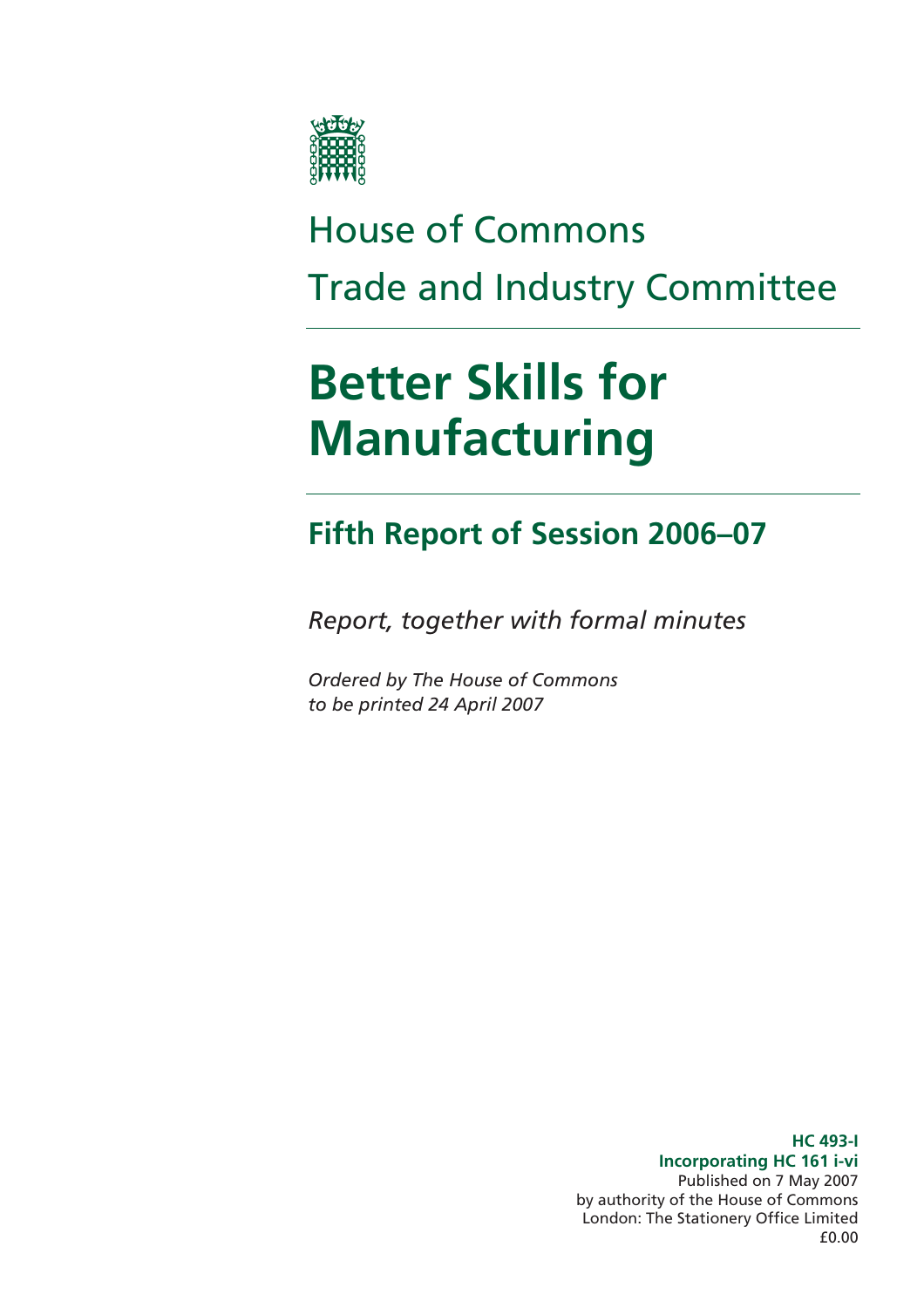# House of Commons

# Trade and Industry Committee

# Better Skills for Manufacturing

## Fifth Report of Session 2006–07

*Report, together with formal minutes*

*Ordered by The House of Commons to be printed 24 April 2007*

**HC 493-I**
**Incorporating HC 161 i-vi**
Published on 7 May 2007
by authority of the House of Commons
London: The Stationery Office Limited
£0.00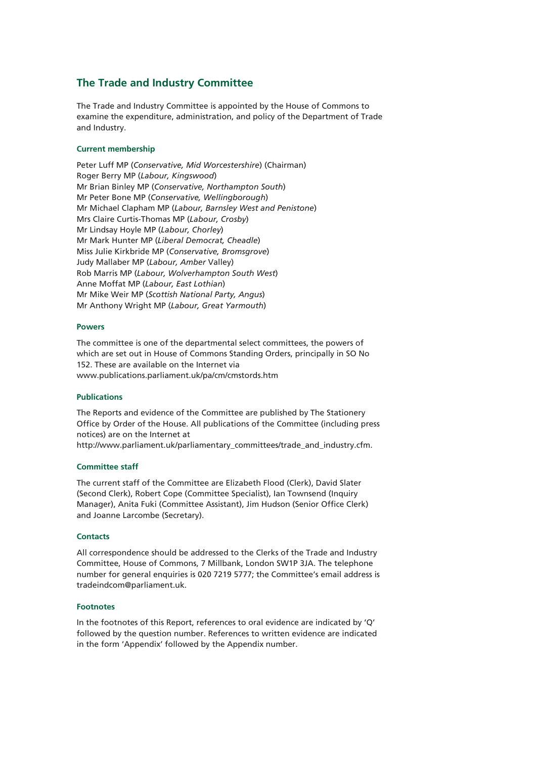## The Trade and Industry Committee

The Trade and Industry Committee is appointed by the House of Commons to examine the expenditure, administration, and policy of the Department of Trade and Industry.

### Current membership

Peter Luff MP (*Conservative, Mid Worcestershire*) (Chairman)
Roger Berry MP (*Labour, Kingswood*)
Mr Brian Binley MP (*Conservative, Northampton South*)
Mr Peter Bone MP (*Conservative, Wellingborough*)
Mr Michael Clapham MP (*Labour, Barnsley West and Penistone*)
Mrs Claire Curtis-Thomas MP (*Labour, Crosby*)
Mr Lindsay Hoyle MP (*Labour, Chorley*)
Mr Mark Hunter MP (*Liberal Democrat, Cheadle*)
Miss Julie Kirkbride MP (*Conservative, Bromsgrove*)
Judy Mallaber MP (*Labour, Amber* Valley)
Rob Marris MP (*Labour, Wolverhampton South West*)
Anne Moffat MP (*Labour, East Lothian*)
Mr Mike Weir MP (*Scottish National Party, Angus*)
Mr Anthony Wright MP (*Labour, Great Yarmouth*)

### Powers

The committee is one of the departmental select committees, the powers of which are set out in House of Commons Standing Orders, principally in SO No 152. These are available on the Internet via www.publications.parliament.uk/pa/cm/cmstords.htm

### Publications

The Reports and evidence of the Committee are published by The Stationery Office by Order of the House. All publications of the Committee (including press notices) are on the Internet at http://www.parliament.uk/parliamentary_committees/trade_and_industry.cfm.

### Committee staff

The current staff of the Committee are Elizabeth Flood (Clerk), David Slater (Second Clerk), Robert Cope (Committee Specialist), Ian Townsend (Inquiry Manager), Anita Fuki (Committee Assistant), Jim Hudson (Senior Office Clerk) and Joanne Larcombe (Secretary).

### Contacts

All correspondence should be addressed to the Clerks of the Trade and Industry Committee, House of Commons, 7 Millbank, London SW1P 3JA. The telephone number for general enquiries is 020 7219 5777; the Committee's email address is tradeindcom@parliament.uk.

### Footnotes

In the footnotes of this Report, references to oral evidence are indicated by 'Q' followed by the question number. References to written evidence are indicated in the form 'Appendix' followed by the Appendix number.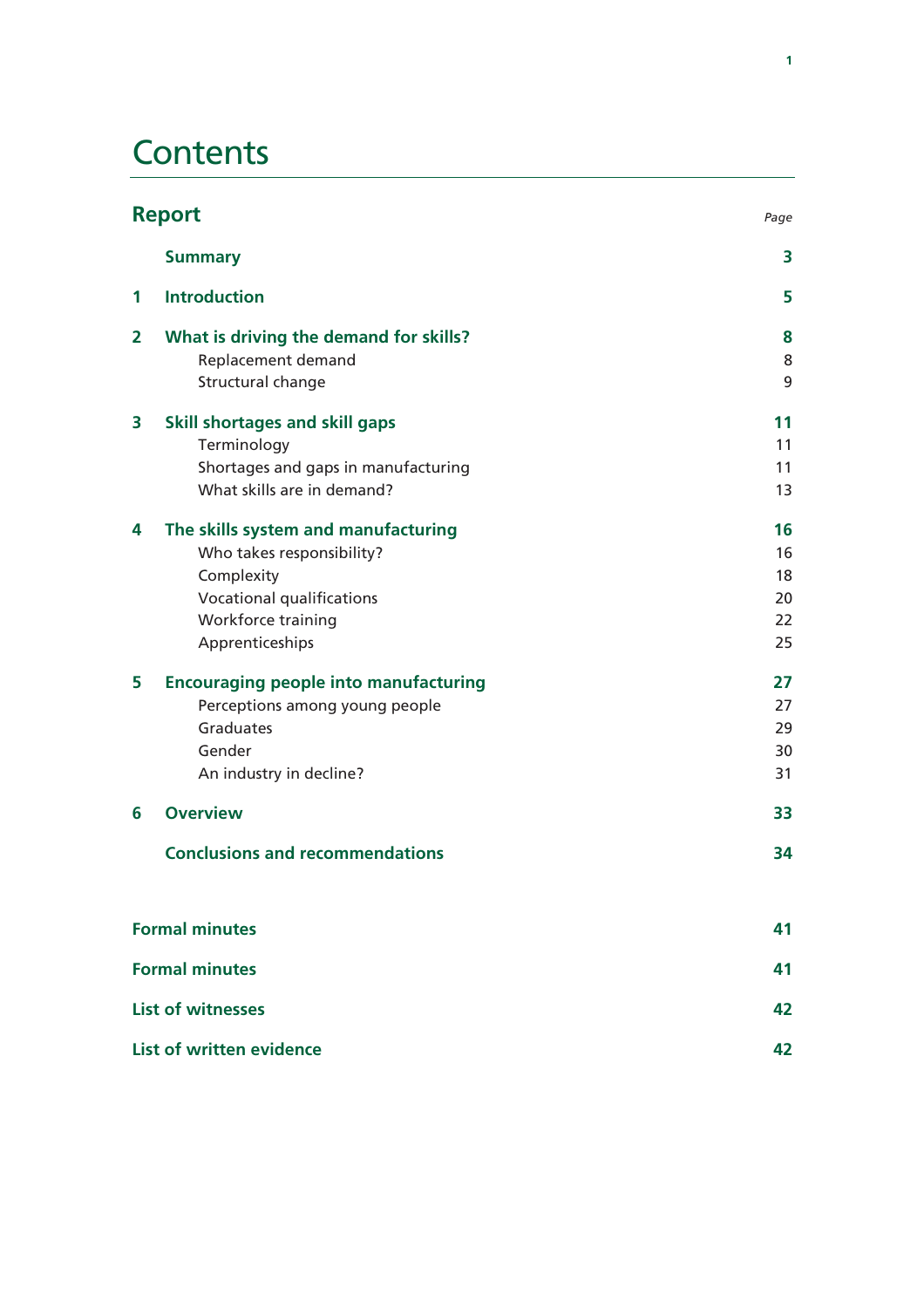# Contents

## Report

| | | Page |
|---|---|---|
| | **Summary** | **3** |
| **1** | **Introduction** | **5** |
| **2** | **What is driving the demand for skills?** | **8** |
| | Replacement demand | 8 |
| | Structural change | 9 |
| **3** | **Skill shortages and skill gaps** | **11** |
| | Terminology | 11 |
| | Shortages and gaps in manufacturing | 11 |
| | What skills are in demand? | 13 |
| **4** | **The skills system and manufacturing** | **16** |
| | Who takes responsibility? | 16 |
| | Complexity | 18 |
| | Vocational qualifications | 20 |
| | Workforce training | 22 |
| | Apprenticeships | 25 |
| **5** | **Encouraging people into manufacturing** | **27** |
| | Perceptions among young people | 27 |
| | Graduates | 29 |
| | Gender | 30 |
| | An industry in decline? | 31 |
| **6** | **Overview** | **33** |
| | **Conclusions and recommendations** | **34** |

| | |
|---|---|
| **Formal minutes** | **41** |
| **Formal minutes** | **41** |
| **List of witnesses** | **42** |
| **List of written evidence** | **42** |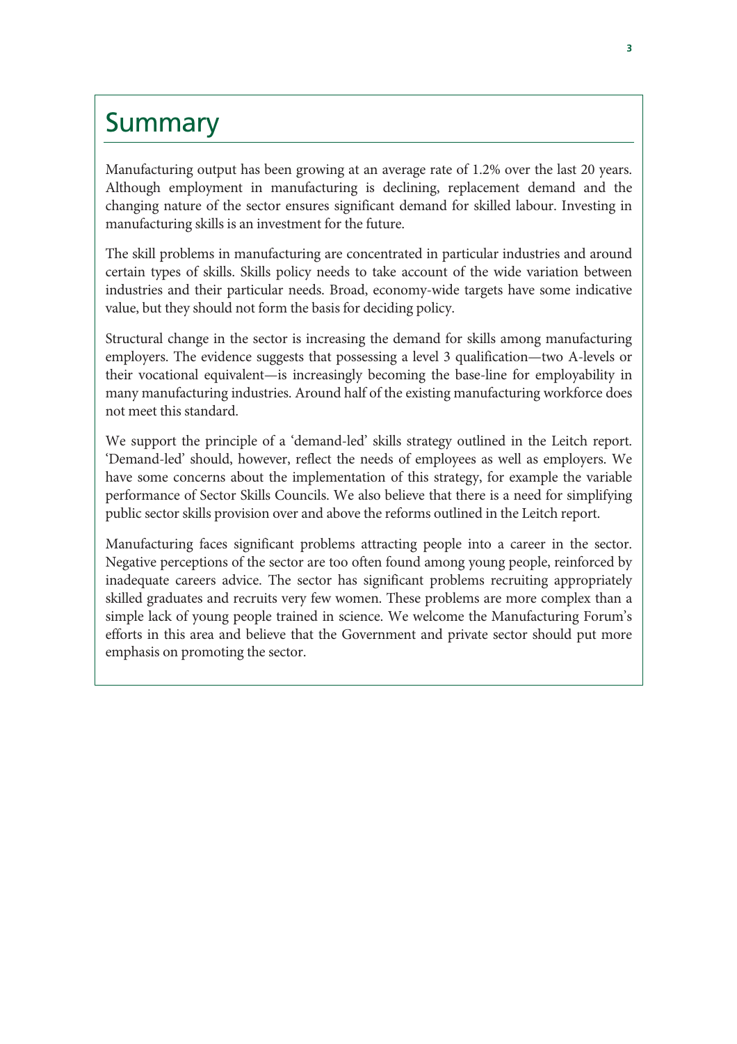# Summary

Manufacturing output has been growing at an average rate of 1.2% over the last 20 years. Although employment in manufacturing is declining, replacement demand and the changing nature of the sector ensures significant demand for skilled labour. Investing in manufacturing skills is an investment for the future.

The skill problems in manufacturing are concentrated in particular industries and around certain types of skills. Skills policy needs to take account of the wide variation between industries and their particular needs. Broad, economy-wide targets have some indicative value, but they should not form the basis for deciding policy.

Structural change in the sector is increasing the demand for skills among manufacturing employers. The evidence suggests that possessing a level 3 qualification—two A-levels or their vocational equivalent—is increasingly becoming the base-line for employability in many manufacturing industries. Around half of the existing manufacturing workforce does not meet this standard.

We support the principle of a 'demand-led' skills strategy outlined in the Leitch report. 'Demand-led' should, however, reflect the needs of employees as well as employers. We have some concerns about the implementation of this strategy, for example the variable performance of Sector Skills Councils. We also believe that there is a need for simplifying public sector skills provision over and above the reforms outlined in the Leitch report.

Manufacturing faces significant problems attracting people into a career in the sector. Negative perceptions of the sector are too often found among young people, reinforced by inadequate careers advice. The sector has significant problems recruiting appropriately skilled graduates and recruits very few women. These problems are more complex than a simple lack of young people trained in science. We welcome the Manufacturing Forum's efforts in this area and believe that the Government and private sector should put more emphasis on promoting the sector.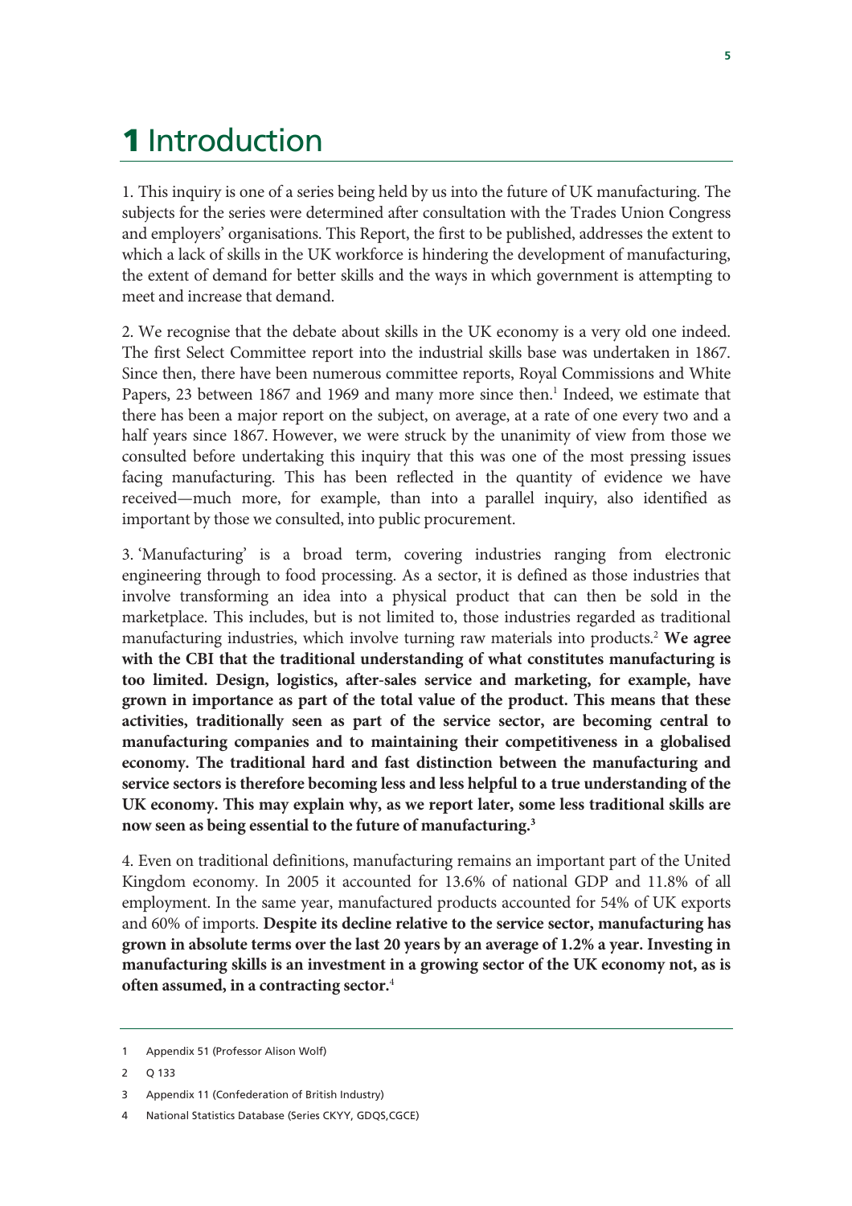# 1 Introduction

1. This inquiry is one of a series being held by us into the future of UK manufacturing. The subjects for the series were determined after consultation with the Trades Union Congress and employers' organisations. This Report, the first to be published, addresses the extent to which a lack of skills in the UK workforce is hindering the development of manufacturing, the extent of demand for better skills and the ways in which government is attempting to meet and increase that demand.

2. We recognise that the debate about skills in the UK economy is a very old one indeed. The first Select Committee report into the industrial skills base was undertaken in 1867. Since then, there have been numerous committee reports, Royal Commissions and White Papers, 23 between 1867 and 1969 and many more since then.[1] Indeed, we estimate that there has been a major report on the subject, on average, at a rate of one every two and a half years since 1867. However, we were struck by the unanimity of view from those we consulted before undertaking this inquiry that this was one of the most pressing issues facing manufacturing. This has been reflected in the quantity of evidence we have received—much more, for example, than into a parallel inquiry, also identified as important by those we consulted, into public procurement.

3. 'Manufacturing' is a broad term, covering industries ranging from electronic engineering through to food processing. As a sector, it is defined as those industries that involve transforming an idea into a physical product that can then be sold in the marketplace. This includes, but is not limited to, those industries regarded as traditional manufacturing industries, which involve turning raw materials into products.[2] **We agree with the CBI that the traditional understanding of what constitutes manufacturing is too limited. Design, logistics, after-sales service and marketing, for example, have grown in importance as part of the total value of the product. This means that these activities, traditionally seen as part of the service sector, are becoming central to manufacturing companies and to maintaining their competitiveness in a globalised economy. The traditional hard and fast distinction between the manufacturing and service sectors is therefore becoming less and less helpful to a true understanding of the UK economy. This may explain why, as we report later, some less traditional skills are now seen as being essential to the future of manufacturing.**[3]

4. Even on traditional definitions, manufacturing remains an important part of the United Kingdom economy. In 2005 it accounted for 13.6% of national GDP and 11.8% of all employment. In the same year, manufactured products accounted for 54% of UK exports and 60% of imports. **Despite its decline relative to the service sector, manufacturing has grown in absolute terms over the last 20 years by an average of 1.2% a year. Investing in manufacturing skills is an investment in a growing sector of the UK economy not, as is often assumed, in a contracting sector.**[4]

---

1 Appendix 51 (Professor Alison Wolf)

2 Q 133

3 Appendix 11 (Confederation of British Industry)

4 National Statistics Database (Series CKYY, GDQS,CGCE)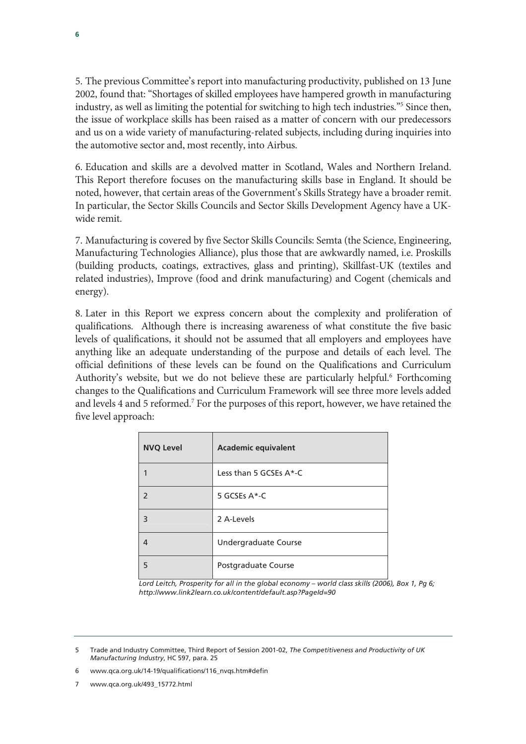5. The previous Committee's report into manufacturing productivity, published on 13 June 2002, found that: "Shortages of skilled employees have hampered growth in manufacturing industry, as well as limiting the potential for switching to high tech industries."[5] Since then, the issue of workplace skills has been raised as a matter of concern with our predecessors and us on a wide variety of manufacturing-related subjects, including during inquiries into the automotive sector and, most recently, into Airbus.

6. Education and skills are a devolved matter in Scotland, Wales and Northern Ireland. This Report therefore focuses on the manufacturing skills base in England. It should be noted, however, that certain areas of the Government's Skills Strategy have a broader remit. In particular, the Sector Skills Councils and Sector Skills Development Agency have a UK-wide remit.

7. Manufacturing is covered by five Sector Skills Councils: Semta (the Science, Engineering, Manufacturing Technologies Alliance), plus those that are awkwardly named, i.e. Proskills (building products, coatings, extractives, glass and printing), Skillfast-UK (textiles and related industries), Improve (food and drink manufacturing) and Cogent (chemicals and energy).

8. Later in this Report we express concern about the complexity and proliferation of qualifications. Although there is increasing awareness of what constitute the five basic levels of qualifications, it should not be assumed that all employers and employees have anything like an adequate understanding of the purpose and details of each level. The official definitions of these levels can be found on the Qualifications and Curriculum Authority's website, but we do not believe these are particularly helpful.[6] Forthcoming changes to the Qualifications and Curriculum Framework will see three more levels added and levels 4 and 5 reformed.[7] For the purposes of this report, however, we have retained the five level approach:

| NVQ Level | Academic equivalent |
|---|---|
| 1 | Less than 5 GCSEs A*-C |
| 2 | 5 GCSEs A*-C |
| 3 | 2 A-Levels |
| 4 | Undergraduate Course |
| 5 | Postgraduate Course |

*Lord Leitch, Prosperity for all in the global economy – world class skills (2006), Box 1, Pg 6; http://www.link2learn.co.uk/content/default.asp?PageId=90*

5 Trade and Industry Committee, Third Report of Session 2001-02, *The Competitiveness and Productivity of UK Manufacturing Industry*, HC 597, para. 25

6 www.qca.org.uk/14-19/qualifications/116_nvqs.htm#defin

7 www.qca.org.uk/493_15772.html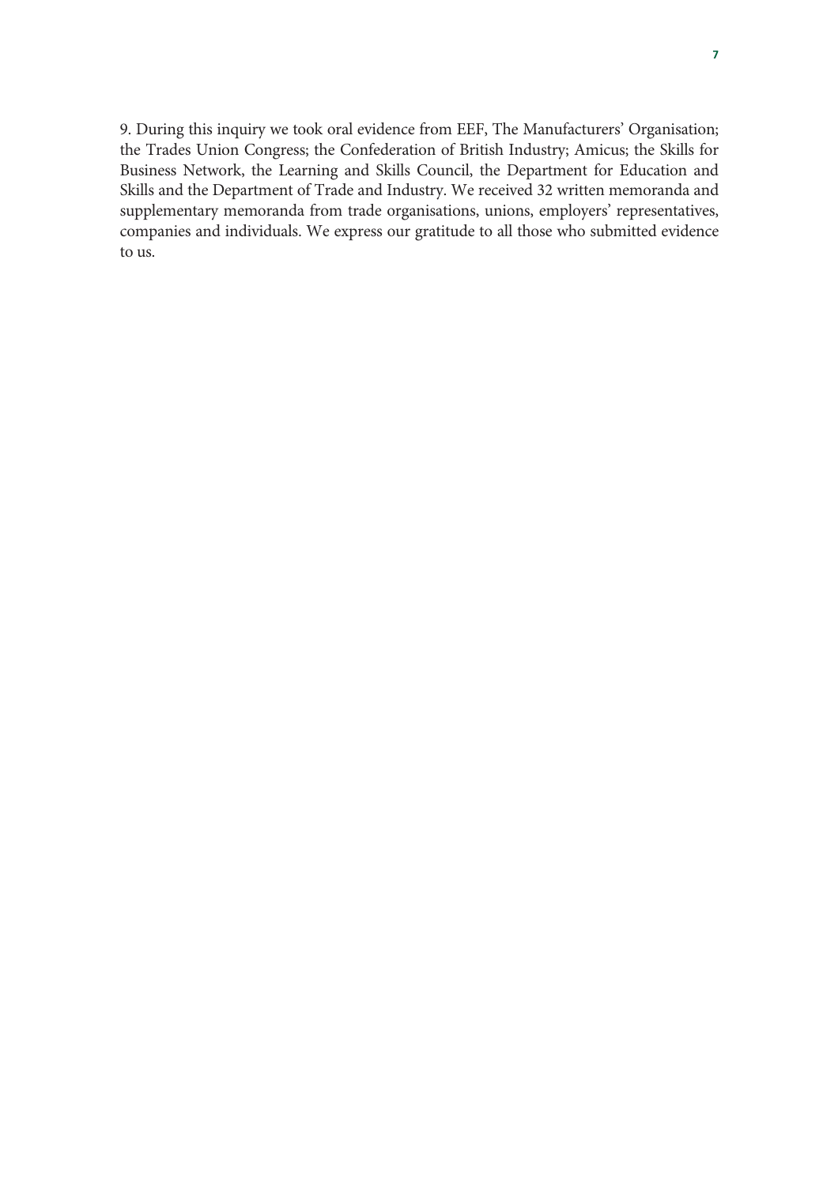9. During this inquiry we took oral evidence from EEF, The Manufacturers' Organisation; the Trades Union Congress; the Confederation of British Industry; Amicus; the Skills for Business Network, the Learning and Skills Council, the Department for Education and Skills and the Department of Trade and Industry. We received 32 written memoranda and supplementary memoranda from trade organisations, unions, employers' representatives, companies and individuals. We express our gratitude to all those who submitted evidence to us.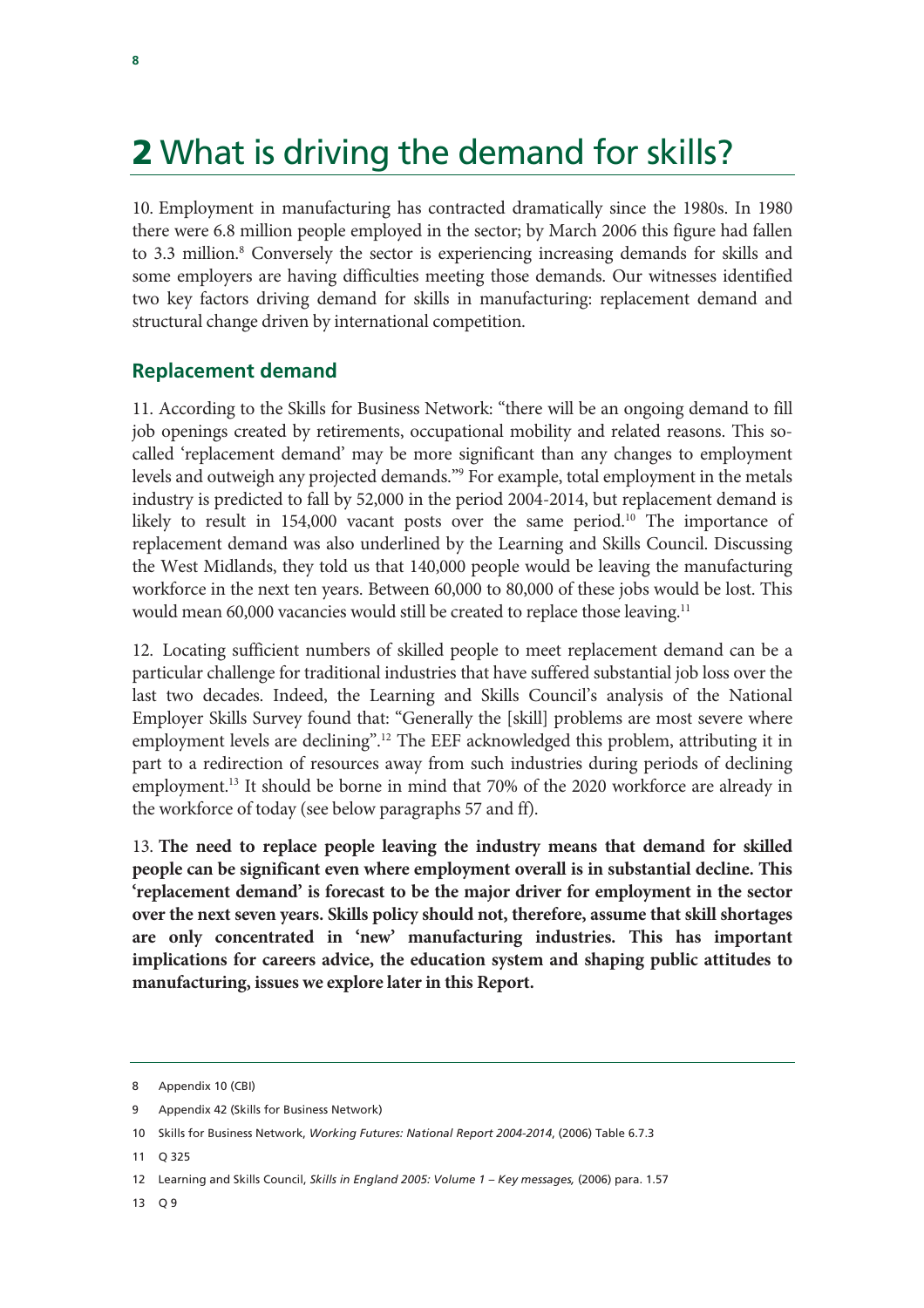# 2 What is driving the demand for skills?

10. Employment in manufacturing has contracted dramatically since the 1980s. In 1980 there were 6.8 million people employed in the sector; by March 2006 this figure had fallen to 3.3 million.[8] Conversely the sector is experiencing increasing demands for skills and some employers are having difficulties meeting those demands. Our witnesses identified two key factors driving demand for skills in manufacturing: replacement demand and structural change driven by international competition.

## Replacement demand

11. According to the Skills for Business Network: "there will be an ongoing demand to fill job openings created by retirements, occupational mobility and related reasons. This so-called 'replacement demand' may be more significant than any changes to employment levels and outweigh any projected demands."[9] For example, total employment in the metals industry is predicted to fall by 52,000 in the period 2004-2014, but replacement demand is likely to result in 154,000 vacant posts over the same period.[10] The importance of replacement demand was also underlined by the Learning and Skills Council. Discussing the West Midlands, they told us that 140,000 people would be leaving the manufacturing workforce in the next ten years. Between 60,000 to 80,000 of these jobs would be lost. This would mean 60,000 vacancies would still be created to replace those leaving.[11]

12. Locating sufficient numbers of skilled people to meet replacement demand can be a particular challenge for traditional industries that have suffered substantial job loss over the last two decades. Indeed, the Learning and Skills Council's analysis of the National Employer Skills Survey found that: "Generally the [skill] problems are most severe where employment levels are declining".[12] The EEF acknowledged this problem, attributing it in part to a redirection of resources away from such industries during periods of declining employment.[13] It should be borne in mind that 70% of the 2020 workforce are already in the workforce of today (see below paragraphs 57 and ff).

13. **The need to replace people leaving the industry means that demand for skilled people can be significant even where employment overall is in substantial decline. This 'replacement demand' is forecast to be the major driver for employment in the sector over the next seven years. Skills policy should not, therefore, assume that skill shortages are only concentrated in 'new' manufacturing industries. This has important implications for careers advice, the education system and shaping public attitudes to manufacturing, issues we explore later in this Report.**

---

8 Appendix 10 (CBI)

9 Appendix 42 (Skills for Business Network)

10 Skills for Business Network, *Working Futures: National Report 2004-2014*, (2006) Table 6.7.3

11 Q 325

12 Learning and Skills Council, *Skills in England 2005: Volume 1 – Key messages,* (2006) para. 1.57

13 Q 9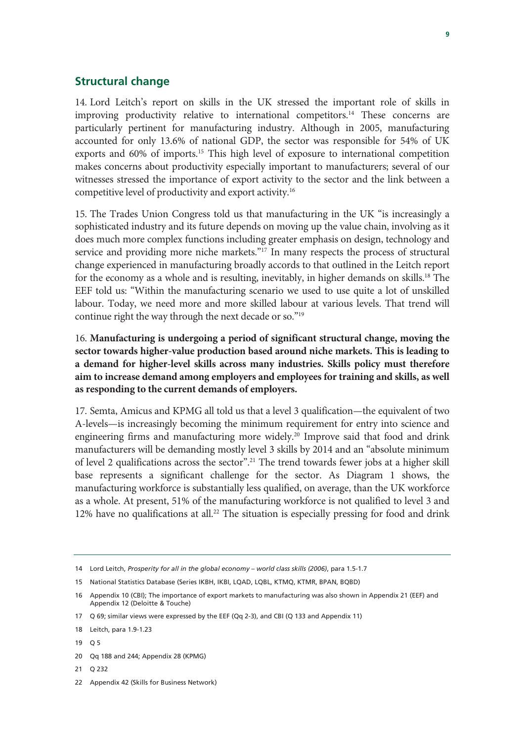## Structural change

14. Lord Leitch's report on skills in the UK stressed the important role of skills in improving productivity relative to international competitors.[14] These concerns are particularly pertinent for manufacturing industry. Although in 2005, manufacturing accounted for only 13.6% of national GDP, the sector was responsible for 54% of UK exports and 60% of imports.[15] This high level of exposure to international competition makes concerns about productivity especially important to manufacturers; several of our witnesses stressed the importance of export activity to the sector and the link between a competitive level of productivity and export activity.[16]

15. The Trades Union Congress told us that manufacturing in the UK "is increasingly a sophisticated industry and its future depends on moving up the value chain, involving as it does much more complex functions including greater emphasis on design, technology and service and providing more niche markets."[17] In many respects the process of structural change experienced in manufacturing broadly accords to that outlined in the Leitch report for the economy as a whole and is resulting, inevitably, in higher demands on skills.[18] The EEF told us: "Within the manufacturing scenario we used to use quite a lot of unskilled labour. Today, we need more and more skilled labour at various levels. That trend will continue right the way through the next decade or so."[19]

16. **Manufacturing is undergoing a period of significant structural change, moving the sector towards higher-value production based around niche markets. This is leading to a demand for higher-level skills across many industries. Skills policy must therefore aim to increase demand among employers and employees for training and skills, as well as responding to the current demands of employers.**

17. Semta, Amicus and KPMG all told us that a level 3 qualification—the equivalent of two A-levels—is increasingly becoming the minimum requirement for entry into science and engineering firms and manufacturing more widely.[20] Improve said that food and drink manufacturers will be demanding mostly level 3 skills by 2014 and an "absolute minimum of level 2 qualifications across the sector".[21] The trend towards fewer jobs at a higher skill base represents a significant challenge for the sector. As Diagram 1 shows, the manufacturing workforce is substantially less qualified, on average, than the UK workforce as a whole. At present, 51% of the manufacturing workforce is not qualified to level 3 and 12% have no qualifications at all.[22] The situation is especially pressing for food and drink

---

14 Lord Leitch, *Prosperity for all in the global economy – world class skills (2006)*, para 1.5-1.7

15 National Statistics Database (Series IKBH, IKBI, LQAD, LQBL, KTMQ, KTMR, BPAN, BQBD)

16 Appendix 10 (CBI); The importance of export markets to manufacturing was also shown in Appendix 21 (EEF) and Appendix 12 (Deloitte & Touche)

17 Q 69; similar views were expressed by the EEF (Qq 2-3), and CBI (Q 133 and Appendix 11)

18 Leitch, para 1.9-1.23

19 Q 5

20 Qq 188 and 244; Appendix 28 (KPMG)

21 Q 232

22 Appendix 42 (Skills for Business Network)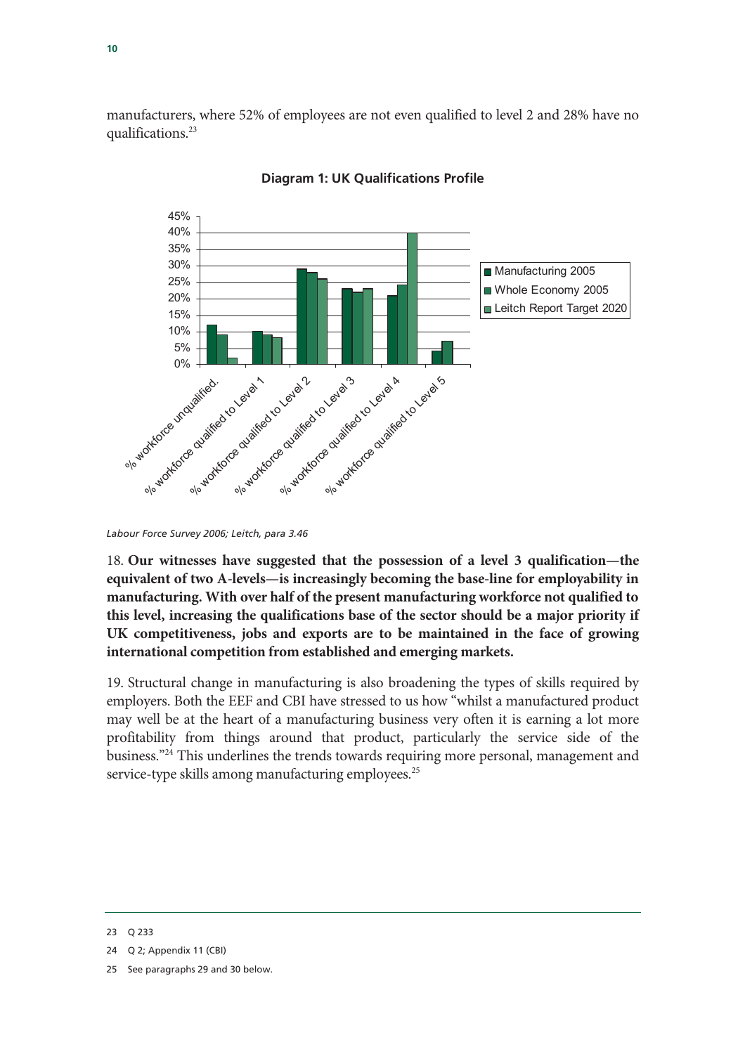manufacturers, where 52% of employees are not even qualified to level 2 and 28% have no qualifications.[23]

**Diagram 1: UK Qualifications Profile**

*Labour Force Survey 2006; Leitch, para 3.46*

18. **Our witnesses have suggested that the possession of a level 3 qualification—the equivalent of two A-levels—is increasingly becoming the base-line for employability in manufacturing. With over half of the present manufacturing workforce not qualified to this level, increasing the qualifications base of the sector should be a major priority if UK competitiveness, jobs and exports are to be maintained in the face of growing international competition from established and emerging markets.**

19. Structural change in manufacturing is also broadening the types of skills required by employers. Both the EEF and CBI have stressed to us how "whilst a manufactured product may well be at the heart of a manufacturing business very often it is earning a lot more profitability from things around that product, particularly the service side of the business."[24] This underlines the trends towards requiring more personal, management and service-type skills among manufacturing employees.[25]

---

23 Q 233

24 Q 2; Appendix 11 (CBI)

25 See paragraphs 29 and 30 below.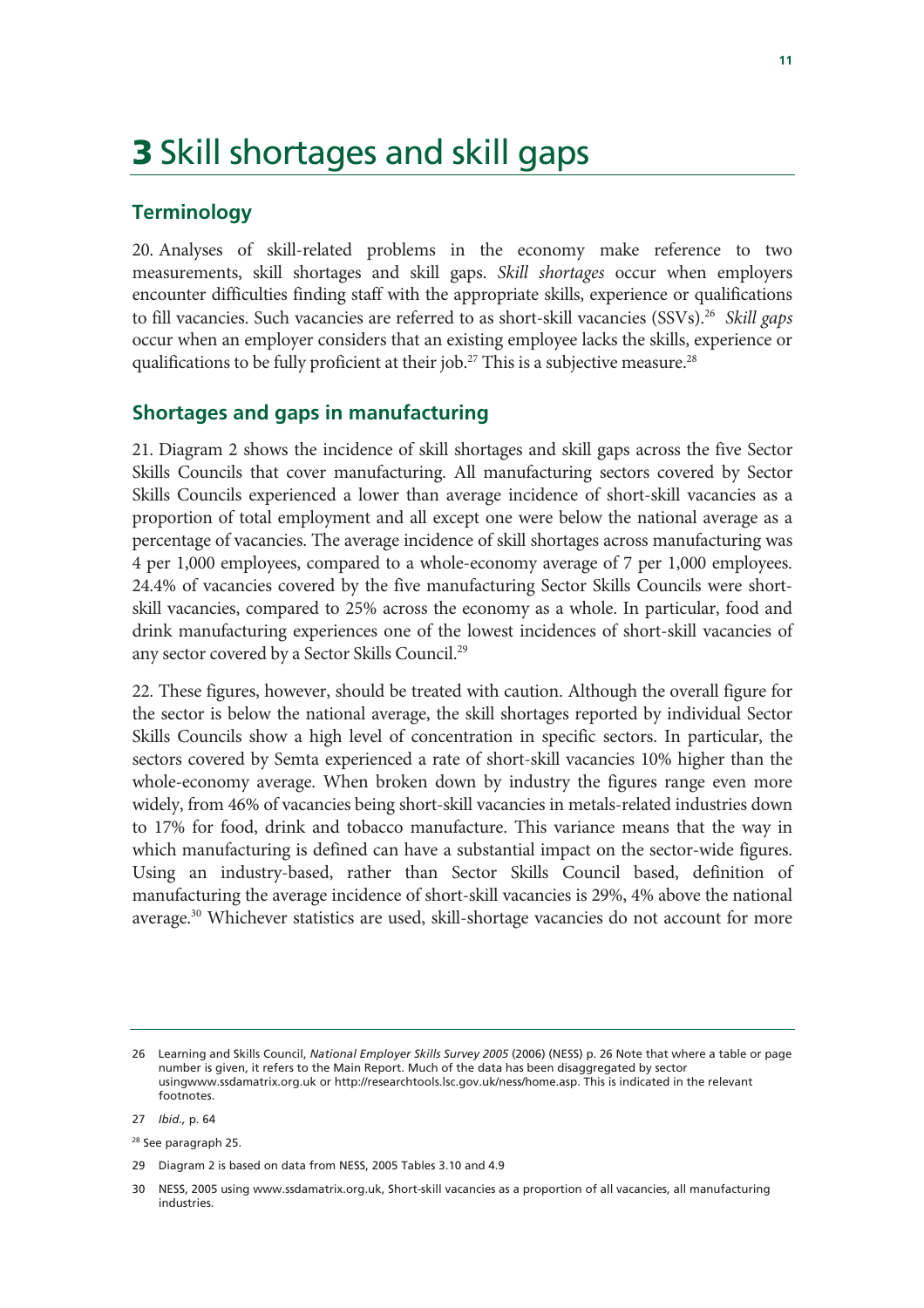# 3 Skill shortages and skill gaps

## Terminology

20. Analyses of skill-related problems in the economy make reference to two measurements, skill shortages and skill gaps. *Skill shortages* occur when employers encounter difficulties finding staff with the appropriate skills, experience or qualifications to fill vacancies. Such vacancies are referred to as short-skill vacancies (SSVs).[26] *Skill gaps* occur when an employer considers that an existing employee lacks the skills, experience or qualifications to be fully proficient at their job.[27] This is a subjective measure.[28]

## Shortages and gaps in manufacturing

21. Diagram 2 shows the incidence of skill shortages and skill gaps across the five Sector Skills Councils that cover manufacturing. All manufacturing sectors covered by Sector Skills Councils experienced a lower than average incidence of short-skill vacancies as a proportion of total employment and all except one were below the national average as a percentage of vacancies. The average incidence of skill shortages across manufacturing was 4 per 1,000 employees, compared to a whole-economy average of 7 per 1,000 employees. 24.4% of vacancies covered by the five manufacturing Sector Skills Councils were short-skill vacancies, compared to 25% across the economy as a whole. In particular, food and drink manufacturing experiences one of the lowest incidences of short-skill vacancies of any sector covered by a Sector Skills Council.[29]

22. These figures, however, should be treated with caution. Although the overall figure for the sector is below the national average, the skill shortages reported by individual Sector Skills Councils show a high level of concentration in specific sectors. In particular, the sectors covered by Semta experienced a rate of short-skill vacancies 10% higher than the whole-economy average. When broken down by industry the figures range even more widely, from 46% of vacancies being short-skill vacancies in metals-related industries down to 17% for food, drink and tobacco manufacture. This variance means that the way in which manufacturing is defined can have a substantial impact on the sector-wide figures. Using an industry-based, rather than Sector Skills Council based, definition of manufacturing the average incidence of short-skill vacancies is 29%, 4% above the national average.[30] Whichever statistics are used, skill-shortage vacancies do not account for more

---

26 Learning and Skills Council, *National Employer Skills Survey 2005* (2006) (NESS) p. 26 Note that where a table or page number is given, it refers to the Main Report. Much of the data has been disaggregated by sector usingwww.ssdamatrix.org.uk or http://researchtools.lsc.gov.uk/ness/home.asp. This is indicated in the relevant footnotes.

27 *Ibid.,* p. 64

28 See paragraph 25.

29 Diagram 2 is based on data from NESS, 2005 Tables 3.10 and 4.9

30 NESS, 2005 using www.ssdamatrix.org.uk, Short-skill vacancies as a proportion of all vacancies, all manufacturing industries.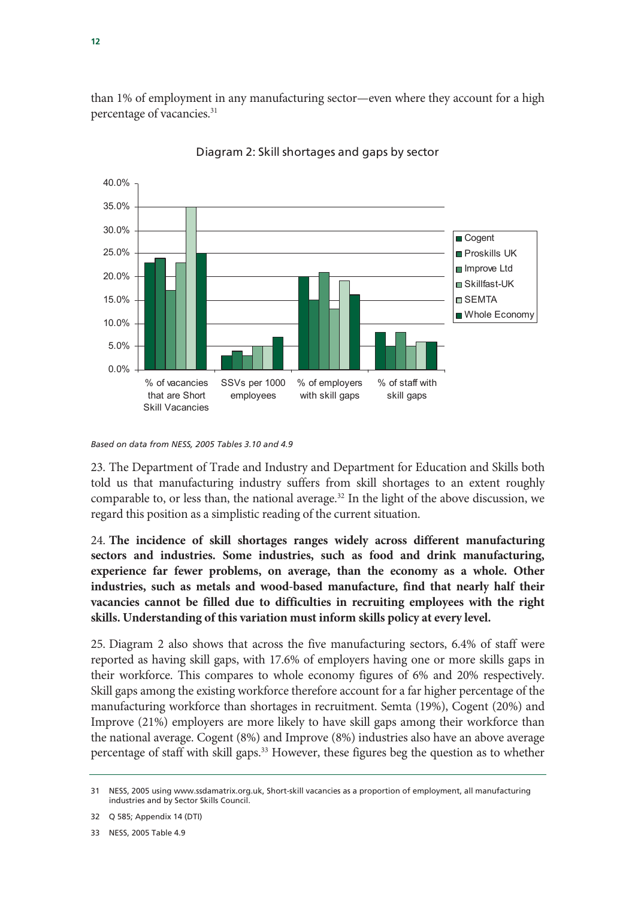than 1% of employment in any manufacturing sector—even where they account for a high percentage of vacancies.[31]

Diagram 2: Skill shortages and gaps by sector

*Based on data from NESS, 2005 Tables 3.10 and 4.9*

23. The Department of Trade and Industry and Department for Education and Skills both told us that manufacturing industry suffers from skill shortages to an extent roughly comparable to, or less than, the national average.[32] In the light of the above discussion, we regard this position as a simplistic reading of the current situation.

24. **The incidence of skill shortages ranges widely across different manufacturing sectors and industries. Some industries, such as food and drink manufacturing, experience far fewer problems, on average, than the economy as a whole. Other industries, such as metals and wood-based manufacture, find that nearly half their vacancies cannot be filled due to difficulties in recruiting employees with the right skills. Understanding of this variation must inform skills policy at every level.**

25. Diagram 2 also shows that across the five manufacturing sectors, 6.4% of staff were reported as having skill gaps, with 17.6% of employers having one or more skills gaps in their workforce. This compares to whole economy figures of 6% and 20% respectively. Skill gaps among the existing workforce therefore account for a far higher percentage of the manufacturing workforce than shortages in recruitment. Semta (19%), Cogent (20%) and Improve (21%) employers are more likely to have skill gaps among their workforce than the national average. Cogent (8%) and Improve (8%) industries also have an above average percentage of staff with skill gaps.[33] However, these figures beg the question as to whether

31 NESS, 2005 using www.ssdamatrix.org.uk, Short-skill vacancies as a proportion of employment, all manufacturing industries and by Sector Skills Council.

32 Q 585; Appendix 14 (DTI)

33 NESS, 2005 Table 4.9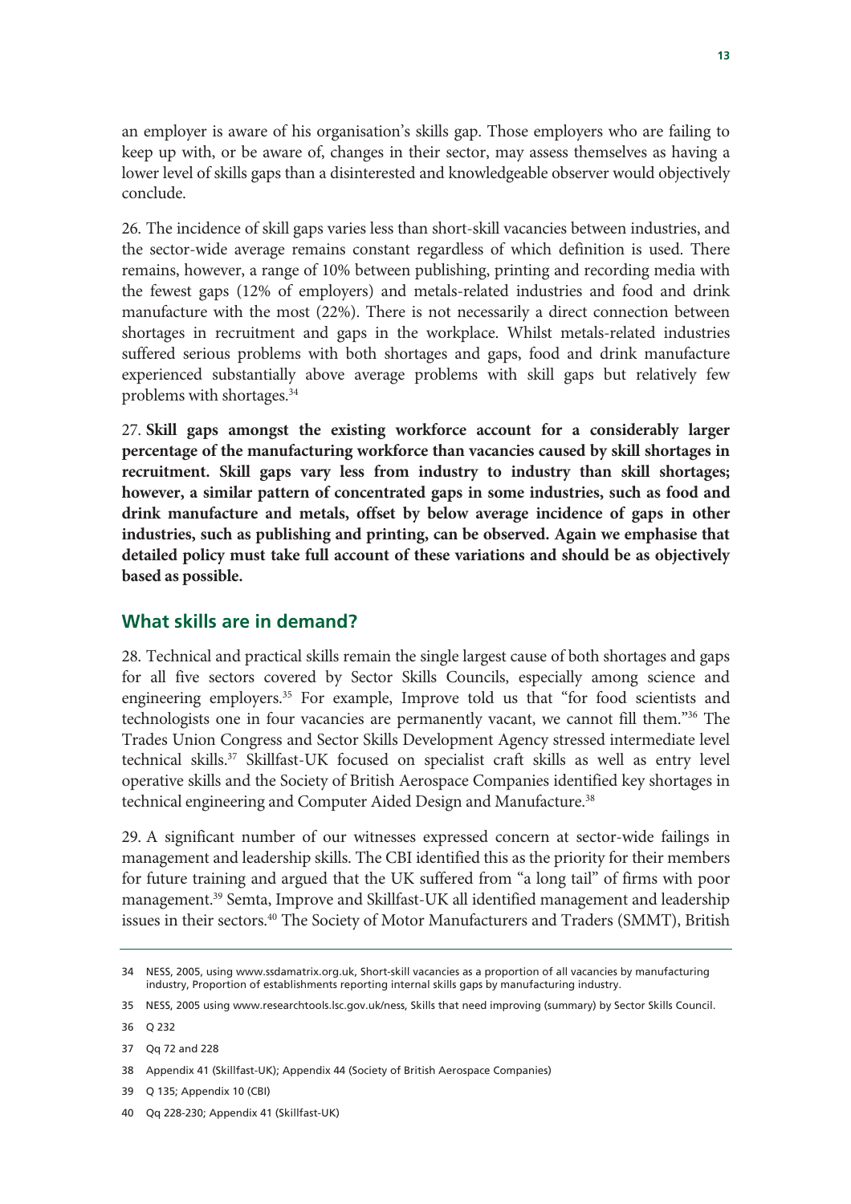an employer is aware of his organisation's skills gap. Those employers who are failing to keep up with, or be aware of, changes in their sector, may assess themselves as having a lower level of skills gaps than a disinterested and knowledgeable observer would objectively conclude.

26. The incidence of skill gaps varies less than short-skill vacancies between industries, and the sector-wide average remains constant regardless of which definition is used. There remains, however, a range of 10% between publishing, printing and recording media with the fewest gaps (12% of employers) and metals-related industries and food and drink manufacture with the most (22%). There is not necessarily a direct connection between shortages in recruitment and gaps in the workplace. Whilst metals-related industries suffered serious problems with both shortages and gaps, food and drink manufacture experienced substantially above average problems with skill gaps but relatively few problems with shortages.[34]

27. **Skill gaps amongst the existing workforce account for a considerably larger percentage of the manufacturing workforce than vacancies caused by skill shortages in recruitment. Skill gaps vary less from industry to industry than skill shortages; however, a similar pattern of concentrated gaps in some industries, such as food and drink manufacture and metals, offset by below average incidence of gaps in other industries, such as publishing and printing, can be observed. Again we emphasise that detailed policy must take full account of these variations and should be as objectively based as possible.**

## What skills are in demand?

28. Technical and practical skills remain the single largest cause of both shortages and gaps for all five sectors covered by Sector Skills Councils, especially among science and engineering employers.[35] For example, Improve told us that "for food scientists and technologists one in four vacancies are permanently vacant, we cannot fill them."[36] The Trades Union Congress and Sector Skills Development Agency stressed intermediate level technical skills.[37] Skillfast-UK focused on specialist craft skills as well as entry level operative skills and the Society of British Aerospace Companies identified key shortages in technical engineering and Computer Aided Design and Manufacture.[38]

29. A significant number of our witnesses expressed concern at sector-wide failings in management and leadership skills. The CBI identified this as the priority for their members for future training and argued that the UK suffered from "a long tail" of firms with poor management.[39] Semta, Improve and Skillfast-UK all identified management and leadership issues in their sectors.[40] The Society of Motor Manufacturers and Traders (SMMT), British

34 NESS, 2005, using www.ssdamatrix.org.uk, Short-skill vacancies as a proportion of all vacancies by manufacturing industry, Proportion of establishments reporting internal skills gaps by manufacturing industry.

35 NESS, 2005 using www.researchtools.lsc.gov.uk/ness, Skills that need improving (summary) by Sector Skills Council.

36 Q 232

37 Qq 72 and 228

38 Appendix 41 (Skillfast-UK); Appendix 44 (Society of British Aerospace Companies)

39 Q 135; Appendix 10 (CBI)

40 Qq 228-230; Appendix 41 (Skillfast-UK)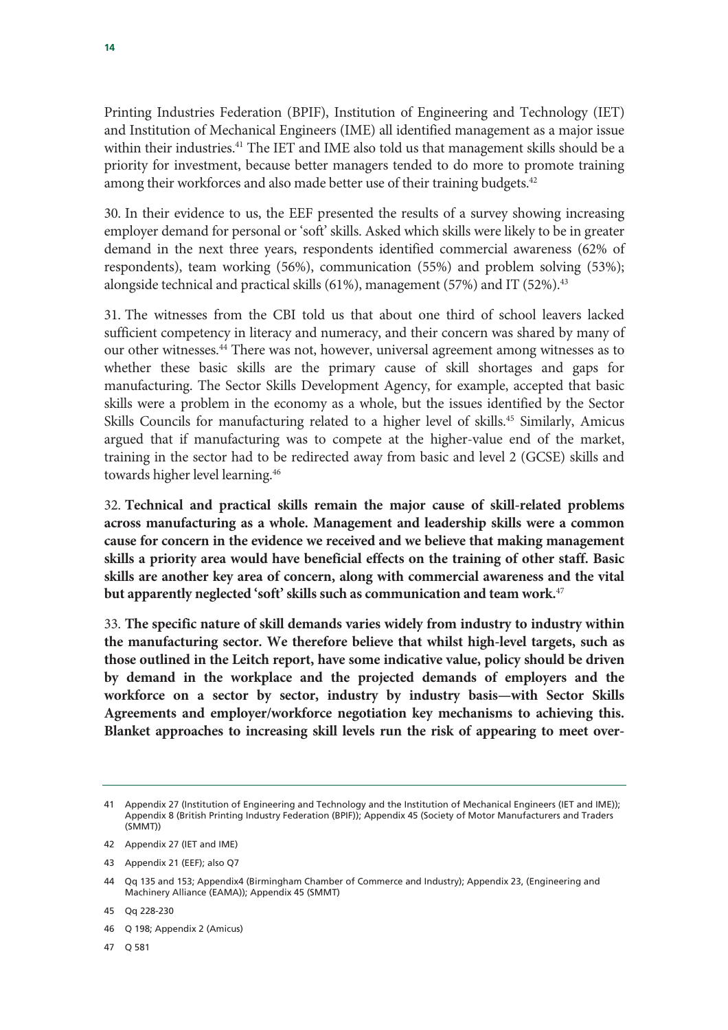Printing Industries Federation (BPIF), Institution of Engineering and Technology (IET) and Institution of Mechanical Engineers (IME) all identified management as a major issue within their industries.[41] The IET and IME also told us that management skills should be a priority for investment, because better managers tended to do more to promote training among their workforces and also made better use of their training budgets.[42]

30. In their evidence to us, the EEF presented the results of a survey showing increasing employer demand for personal or 'soft' skills. Asked which skills were likely to be in greater demand in the next three years, respondents identified commercial awareness (62% of respondents), team working (56%), communication (55%) and problem solving (53%); alongside technical and practical skills (61%), management (57%) and IT (52%).[43]

31. The witnesses from the CBI told us that about one third of school leavers lacked sufficient competency in literacy and numeracy, and their concern was shared by many of our other witnesses.[44] There was not, however, universal agreement among witnesses as to whether these basic skills are the primary cause of skill shortages and gaps for manufacturing. The Sector Skills Development Agency, for example, accepted that basic skills were a problem in the economy as a whole, but the issues identified by the Sector Skills Councils for manufacturing related to a higher level of skills.[45] Similarly, Amicus argued that if manufacturing was to compete at the higher-value end of the market, training in the sector had to be redirected away from basic and level 2 (GCSE) skills and towards higher level learning.[46]

32. **Technical and practical skills remain the major cause of skill-related problems across manufacturing as a whole. Management and leadership skills were a common cause for concern in the evidence we received and we believe that making management skills a priority area would have beneficial effects on the training of other staff. Basic skills are another key area of concern, along with commercial awareness and the vital but apparently neglected 'soft' skills such as communication and team work.**[47]

33. **The specific nature of skill demands varies widely from industry to industry within the manufacturing sector. We therefore believe that whilst high-level targets, such as those outlined in the Leitch report, have some indicative value, policy should be driven by demand in the workplace and the projected demands of employers and the workforce on a sector by sector, industry by industry basis—with Sector Skills Agreements and employer/workforce negotiation key mechanisms to achieving this. Blanket approaches to increasing skill levels run the risk of appearing to meet over-**

---

41 Appendix 27 (Institution of Engineering and Technology and the Institution of Mechanical Engineers (IET and IME)); Appendix 8 (British Printing Industry Federation (BPIF)); Appendix 45 (Society of Motor Manufacturers and Traders (SMMT))

42 Appendix 27 (IET and IME)

43 Appendix 21 (EEF); also Q7

44 Qq 135 and 153; Appendix4 (Birmingham Chamber of Commerce and Industry); Appendix 23, (Engineering and Machinery Alliance (EAMA)); Appendix 45 (SMMT)

45 Qq 228-230

46 Q 198; Appendix 2 (Amicus)

47 Q 581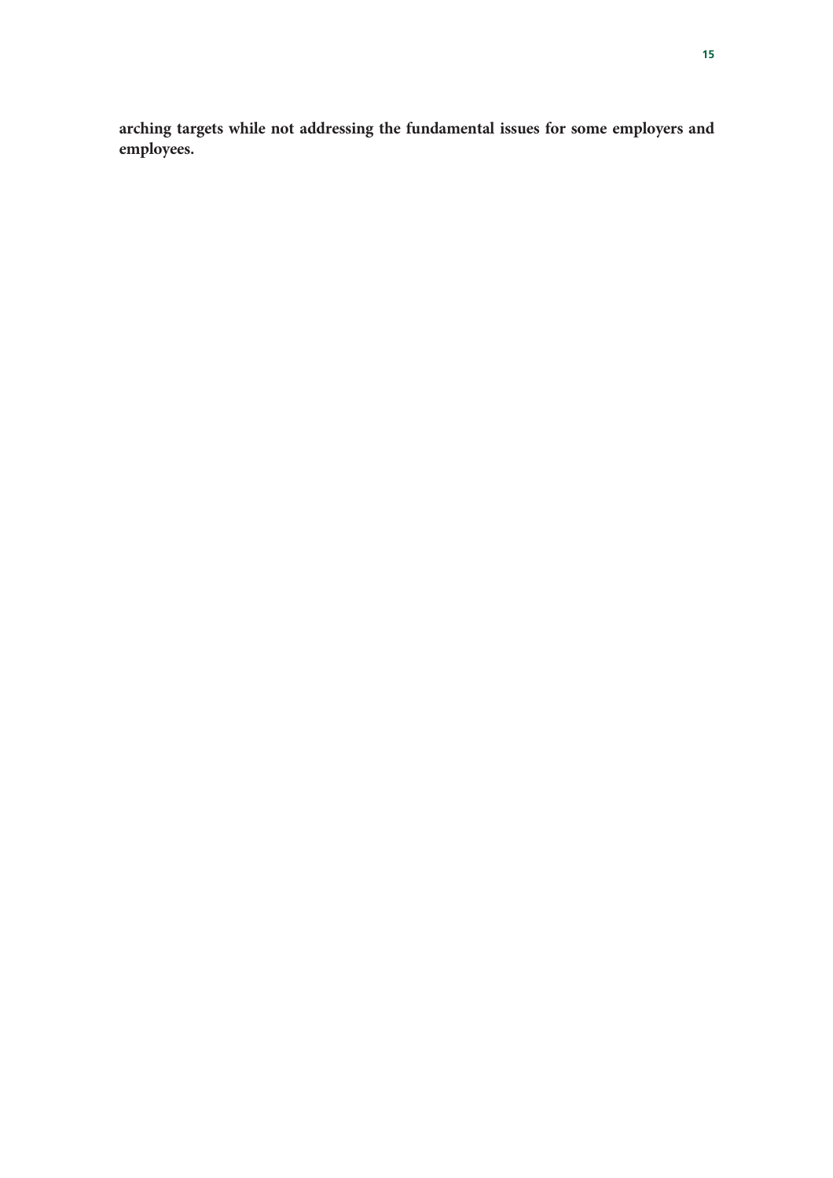**arching targets while not addressing the fundamental issues for some employers and employees.**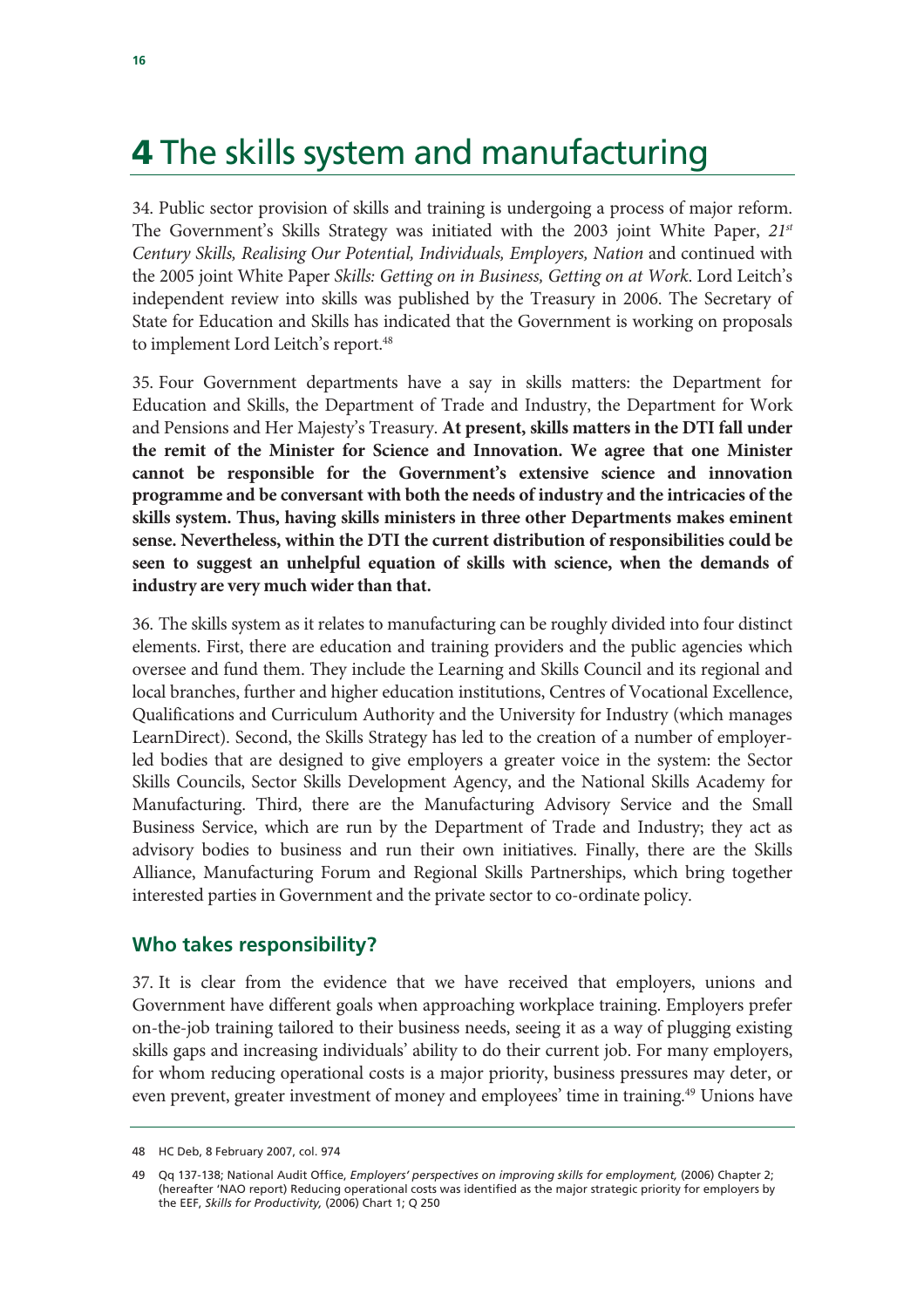# 4 The skills system and manufacturing

34. Public sector provision of skills and training is undergoing a process of major reform. The Government's Skills Strategy was initiated with the 2003 joint White Paper, *21st Century Skills, Realising Our Potential, Individuals, Employers, Nation* and continued with the 2005 joint White Paper *Skills: Getting on in Business, Getting on at Work*. Lord Leitch's independent review into skills was published by the Treasury in 2006. The Secretary of State for Education and Skills has indicated that the Government is working on proposals to implement Lord Leitch's report.[48]

35. Four Government departments have a say in skills matters: the Department for Education and Skills, the Department of Trade and Industry, the Department for Work and Pensions and Her Majesty's Treasury. **At present, skills matters in the DTI fall under the remit of the Minister for Science and Innovation. We agree that one Minister cannot be responsible for the Government's extensive science and innovation programme and be conversant with both the needs of industry and the intricacies of the skills system. Thus, having skills ministers in three other Departments makes eminent sense. Nevertheless, within the DTI the current distribution of responsibilities could be seen to suggest an unhelpful equation of skills with science, when the demands of industry are very much wider than that.**

36. The skills system as it relates to manufacturing can be roughly divided into four distinct elements. First, there are education and training providers and the public agencies which oversee and fund them. They include the Learning and Skills Council and its regional and local branches, further and higher education institutions, Centres of Vocational Excellence, Qualifications and Curriculum Authority and the University for Industry (which manages LearnDirect). Second, the Skills Strategy has led to the creation of a number of employer-led bodies that are designed to give employers a greater voice in the system: the Sector Skills Councils, Sector Skills Development Agency, and the National Skills Academy for Manufacturing. Third, there are the Manufacturing Advisory Service and the Small Business Service, which are run by the Department of Trade and Industry; they act as advisory bodies to business and run their own initiatives. Finally, there are the Skills Alliance, Manufacturing Forum and Regional Skills Partnerships, which bring together interested parties in Government and the private sector to co-ordinate policy.

## Who takes responsibility?

37. It is clear from the evidence that we have received that employers, unions and Government have different goals when approaching workplace training. Employers prefer on-the-job training tailored to their business needs, seeing it as a way of plugging existing skills gaps and increasing individuals' ability to do their current job. For many employers, for whom reducing operational costs is a major priority, business pressures may deter, or even prevent, greater investment of money and employees' time in training.[49] Unions have

---

48 HC Deb, 8 February 2007, col. 974

49 Qq 137-138; National Audit Office, *Employers' perspectives on improving skills for employment,* (2006) Chapter 2; (hereafter 'NAO report) Reducing operational costs was identified as the major strategic priority for employers by the EEF, *Skills for Productivity,* (2006) Chart 1; Q 250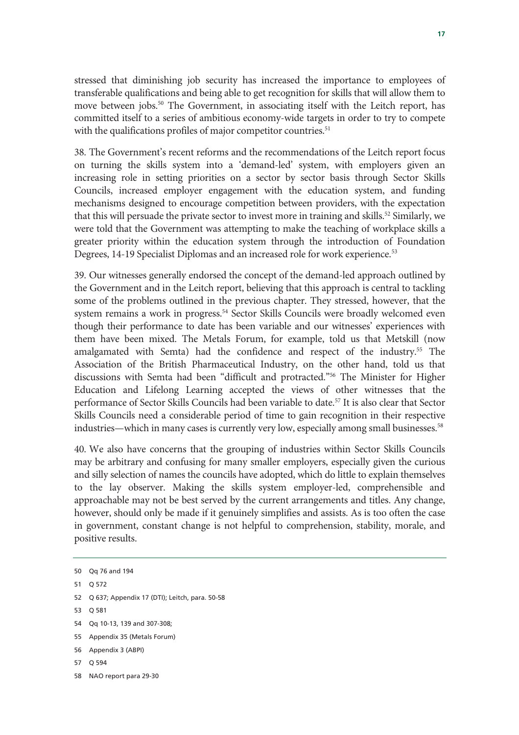stressed that diminishing job security has increased the importance to employees of transferable qualifications and being able to get recognition for skills that will allow them to move between jobs.[50] The Government, in associating itself with the Leitch report, has committed itself to a series of ambitious economy-wide targets in order to try to compete with the qualifications profiles of major competitor countries.[51]

38. The Government's recent reforms and the recommendations of the Leitch report focus on turning the skills system into a 'demand-led' system, with employers given an increasing role in setting priorities on a sector by sector basis through Sector Skills Councils, increased employer engagement with the education system, and funding mechanisms designed to encourage competition between providers, with the expectation that this will persuade the private sector to invest more in training and skills.[52] Similarly, we were told that the Government was attempting to make the teaching of workplace skills a greater priority within the education system through the introduction of Foundation Degrees, 14-19 Specialist Diplomas and an increased role for work experience.[53]

39. Our witnesses generally endorsed the concept of the demand-led approach outlined by the Government and in the Leitch report, believing that this approach is central to tackling some of the problems outlined in the previous chapter. They stressed, however, that the system remains a work in progress.[54] Sector Skills Councils were broadly welcomed even though their performance to date has been variable and our witnesses' experiences with them have been mixed. The Metals Forum, for example, told us that Metskill (now amalgamated with Semta) had the confidence and respect of the industry.[55] The Association of the British Pharmaceutical Industry, on the other hand, told us that discussions with Semta had been "difficult and protracted."[56] The Minister for Higher Education and Lifelong Learning accepted the views of other witnesses that the performance of Sector Skills Councils had been variable to date.[57] It is also clear that Sector Skills Councils need a considerable period of time to gain recognition in their respective industries—which in many cases is currently very low, especially among small businesses.[58]

40. We also have concerns that the grouping of industries within Sector Skills Councils may be arbitrary and confusing for many smaller employers, especially given the curious and silly selection of names the councils have adopted, which do little to explain themselves to the lay observer. Making the skills system employer-led, comprehensible and approachable may not be best served by the current arrangements and titles. Any change, however, should only be made if it genuinely simplifies and assists. As is too often the case in government, constant change is not helpful to comprehension, stability, morale, and positive results.

---

50 Qq 76 and 194

51 Q 572

52 Q 637; Appendix 17 (DTI); Leitch, para. 50-58

53 Q 581

54 Qq 10-13, 139 and 307-308;

55 Appendix 35 (Metals Forum)

56 Appendix 3 (ABPI)

57 Q 594

58 NAO report para 29-30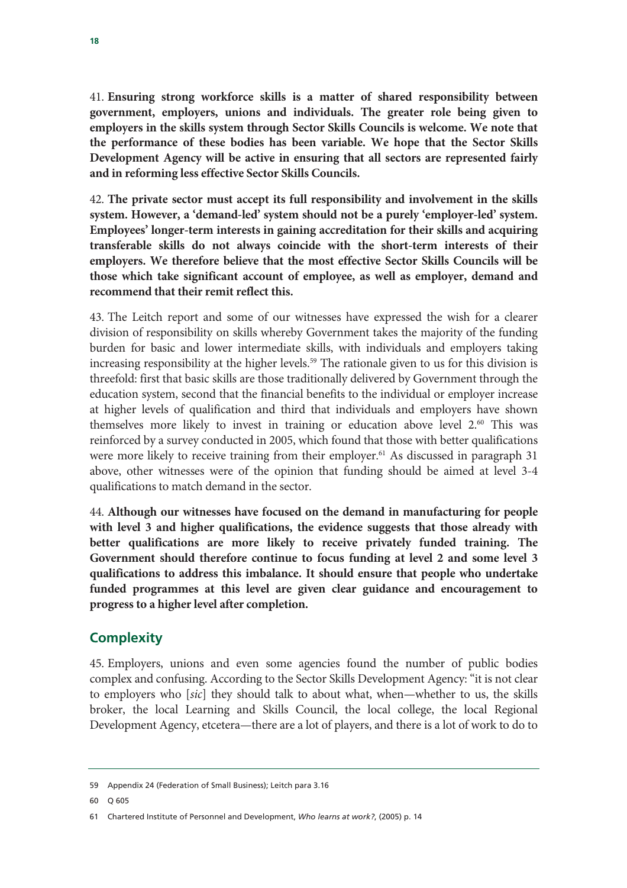41. **Ensuring strong workforce skills is a matter of shared responsibility between government, employers, unions and individuals. The greater role being given to employers in the skills system through Sector Skills Councils is welcome. We note that the performance of these bodies has been variable. We hope that the Sector Skills Development Agency will be active in ensuring that all sectors are represented fairly and in reforming less effective Sector Skills Councils.**

42. **The private sector must accept its full responsibility and involvement in the skills system. However, a 'demand-led' system should not be a purely 'employer-led' system. Employees' longer-term interests in gaining accreditation for their skills and acquiring transferable skills do not always coincide with the short-term interests of their employers. We therefore believe that the most effective Sector Skills Councils will be those which take significant account of employee, as well as employer, demand and recommend that their remit reflect this.**

43. The Leitch report and some of our witnesses have expressed the wish for a clearer division of responsibility on skills whereby Government takes the majority of the funding burden for basic and lower intermediate skills, with individuals and employers taking increasing responsibility at the higher levels.[59] The rationale given to us for this division is threefold: first that basic skills are those traditionally delivered by Government through the education system, second that the financial benefits to the individual or employer increase at higher levels of qualification and third that individuals and employers have shown themselves more likely to invest in training or education above level 2.[60] This was reinforced by a survey conducted in 2005, which found that those with better qualifications were more likely to receive training from their employer.[61] As discussed in paragraph 31 above, other witnesses were of the opinion that funding should be aimed at level 3-4 qualifications to match demand in the sector.

44. **Although our witnesses have focused on the demand in manufacturing for people with level 3 and higher qualifications, the evidence suggests that those already with better qualifications are more likely to receive privately funded training. The Government should therefore continue to focus funding at level 2 and some level 3 qualifications to address this imbalance. It should ensure that people who undertake funded programmes at this level are given clear guidance and encouragement to progress to a higher level after completion.**

## Complexity

45. Employers, unions and even some agencies found the number of public bodies complex and confusing. According to the Sector Skills Development Agency: "it is not clear to employers who [*sic*] they should talk to about what, when—whether to us, the skills broker, the local Learning and Skills Council, the local college, the local Regional Development Agency, etcetera—there are a lot of players, and there is a lot of work to do to

---

59 Appendix 24 (Federation of Small Business); Leitch para 3.16

60 Q 605

61 Chartered Institute of Personnel and Development, *Who learns at work?*, (2005) p. 14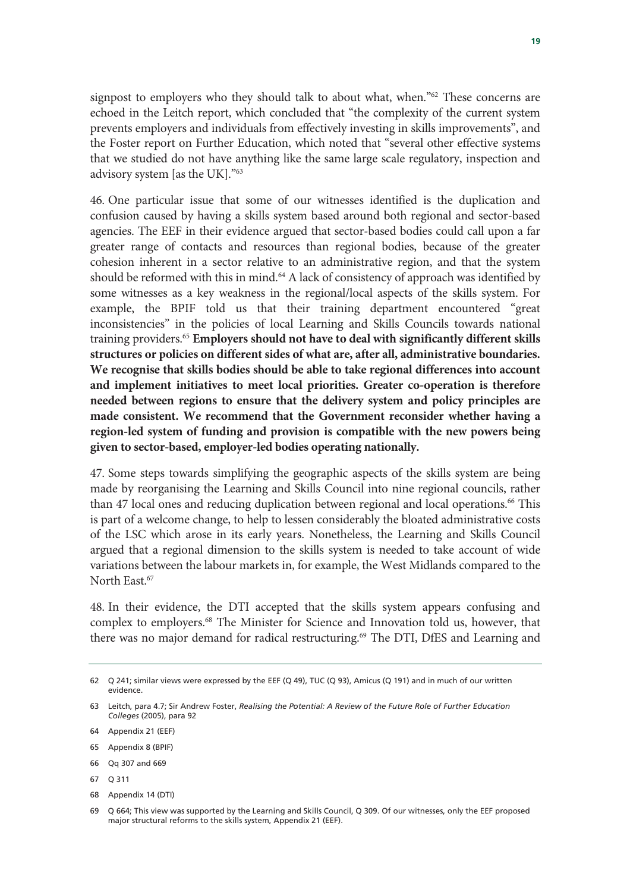signpost to employers who they should talk to about what, when."[62] These concerns are echoed in the Leitch report, which concluded that "the complexity of the current system prevents employers and individuals from effectively investing in skills improvements", and the Foster report on Further Education, which noted that "several other effective systems that we studied do not have anything like the same large scale regulatory, inspection and advisory system [as the UK]."[63]

46. One particular issue that some of our witnesses identified is the duplication and confusion caused by having a skills system based around both regional and sector-based agencies. The EEF in their evidence argued that sector-based bodies could call upon a far greater range of contacts and resources than regional bodies, because of the greater cohesion inherent in a sector relative to an administrative region, and that the system should be reformed with this in mind.[64] A lack of consistency of approach was identified by some witnesses as a key weakness in the regional/local aspects of the skills system. For example, the BPIF told us that their training department encountered "great inconsistencies" in the policies of local Learning and Skills Councils towards national training providers.[65] **Employers should not have to deal with significantly different skills structures or policies on different sides of what are, after all, administrative boundaries. We recognise that skills bodies should be able to take regional differences into account and implement initiatives to meet local priorities. Greater co-operation is therefore needed between regions to ensure that the delivery system and policy principles are made consistent. We recommend that the Government reconsider whether having a region-led system of funding and provision is compatible with the new powers being given to sector-based, employer-led bodies operating nationally.**

47. Some steps towards simplifying the geographic aspects of the skills system are being made by reorganising the Learning and Skills Council into nine regional councils, rather than 47 local ones and reducing duplication between regional and local operations.[66] This is part of a welcome change, to help to lessen considerably the bloated administrative costs of the LSC which arose in its early years. Nonetheless, the Learning and Skills Council argued that a regional dimension to the skills system is needed to take account of wide variations between the labour markets in, for example, the West Midlands compared to the North East.[67]

48. In their evidence, the DTI accepted that the skills system appears confusing and complex to employers.[68] The Minister for Science and Innovation told us, however, that there was no major demand for radical restructuring.[69] The DTI, DfES and Learning and

---

62 Q 241; similar views were expressed by the EEF (Q 49), TUC (Q 93), Amicus (Q 191) and in much of our written evidence.

63 Leitch, para 4.7; Sir Andrew Foster, *Realising the Potential: A Review of the Future Role of Further Education Colleges* (2005), para 92

64 Appendix 21 (EEF)

65 Appendix 8 (BPIF)

66 Qq 307 and 669

67 Q 311

68 Appendix 14 (DTI)

69 Q 664; This view was supported by the Learning and Skills Council, Q 309. Of our witnesses, only the EEF proposed major structural reforms to the skills system, Appendix 21 (EEF).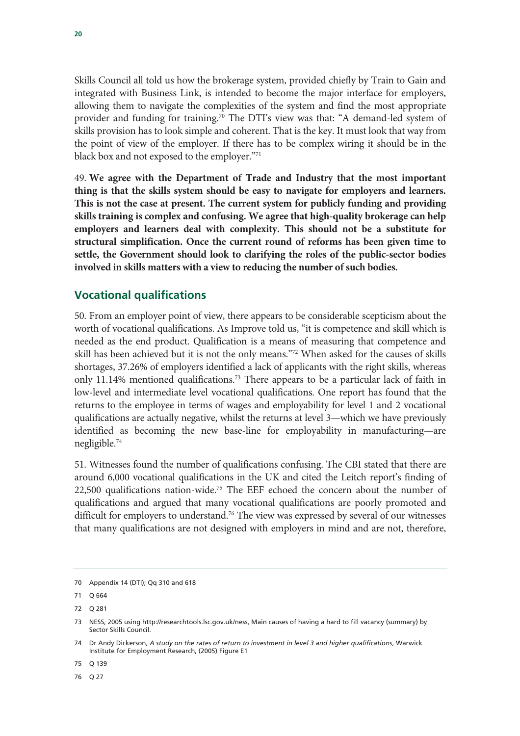Skills Council all told us how the brokerage system, provided chiefly by Train to Gain and integrated with Business Link, is intended to become the major interface for employers, allowing them to navigate the complexities of the system and find the most appropriate provider and funding for training.[70] The DTI's view was that: "A demand-led system of skills provision has to look simple and coherent. That is the key. It must look that way from the point of view of the employer. If there has to be complex wiring it should be in the black box and not exposed to the employer."[71]

49. **We agree with the Department of Trade and Industry that the most important thing is that the skills system should be easy to navigate for employers and learners. This is not the case at present. The current system for publicly funding and providing skills training is complex and confusing. We agree that high-quality brokerage can help employers and learners deal with complexity. This should not be a substitute for structural simplification. Once the current round of reforms has been given time to settle, the Government should look to clarifying the roles of the public-sector bodies involved in skills matters with a view to reducing the number of such bodies.**

## Vocational qualifications

50. From an employer point of view, there appears to be considerable scepticism about the worth of vocational qualifications. As Improve told us, "it is competence and skill which is needed as the end product. Qualification is a means of measuring that competence and skill has been achieved but it is not the only means."[72] When asked for the causes of skills shortages, 37.26% of employers identified a lack of applicants with the right skills, whereas only 11.14% mentioned qualifications.[73] There appears to be a particular lack of faith in low-level and intermediate level vocational qualifications. One report has found that the returns to the employee in terms of wages and employability for level 1 and 2 vocational qualifications are actually negative, whilst the returns at level 3—which we have previously identified as becoming the new base-line for employability in manufacturing—are negligible.[74]

51. Witnesses found the number of qualifications confusing. The CBI stated that there are around 6,000 vocational qualifications in the UK and cited the Leitch report's finding of 22,500 qualifications nation-wide.[75] The EEF echoed the concern about the number of qualifications and argued that many vocational qualifications are poorly promoted and difficult for employers to understand.[76] The view was expressed by several of our witnesses that many qualifications are not designed with employers in mind and are not, therefore,

---

70 Appendix 14 (DTI); Qq 310 and 618

71 Q 664

72 Q 281

73 NESS, 2005 using http://researchtools.lsc.gov.uk/ness, Main causes of having a hard to fill vacancy (summary) by Sector Skills Council.

74 Dr Andy Dickerson, *A study on the rates of return to investment in level 3 and higher qualifications*, Warwick Institute for Employment Research, (2005) Figure E1

75 Q 139

76 Q 27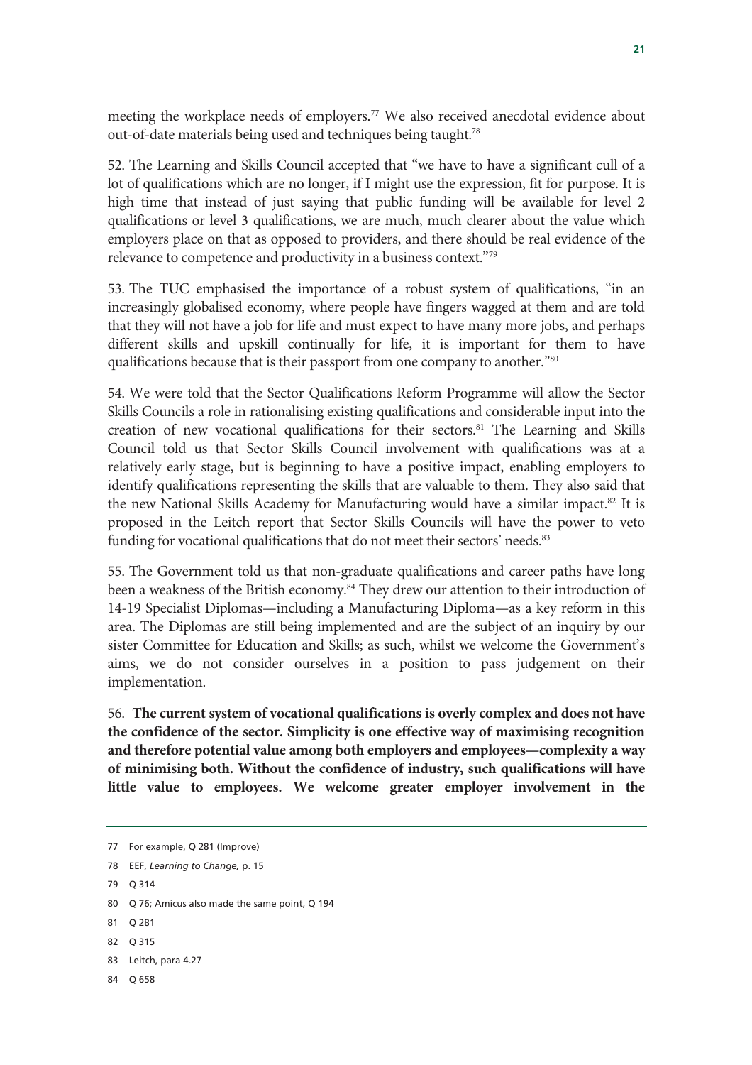meeting the workplace needs of employers.[77] We also received anecdotal evidence about out-of-date materials being used and techniques being taught.[78]

52. The Learning and Skills Council accepted that "we have to have a significant cull of a lot of qualifications which are no longer, if I might use the expression, fit for purpose. It is high time that instead of just saying that public funding will be available for level 2 qualifications or level 3 qualifications, we are much, much clearer about the value which employers place on that as opposed to providers, and there should be real evidence of the relevance to competence and productivity in a business context."[79]

53. The TUC emphasised the importance of a robust system of qualifications, "in an increasingly globalised economy, where people have fingers wagged at them and are told that they will not have a job for life and must expect to have many more jobs, and perhaps different skills and upskill continually for life, it is important for them to have qualifications because that is their passport from one company to another."[80]

54. We were told that the Sector Qualifications Reform Programme will allow the Sector Skills Councils a role in rationalising existing qualifications and considerable input into the creation of new vocational qualifications for their sectors.[81] The Learning and Skills Council told us that Sector Skills Council involvement with qualifications was at a relatively early stage, but is beginning to have a positive impact, enabling employers to identify qualifications representing the skills that are valuable to them. They also said that the new National Skills Academy for Manufacturing would have a similar impact.[82] It is proposed in the Leitch report that Sector Skills Councils will have the power to veto funding for vocational qualifications that do not meet their sectors' needs.[83]

55. The Government told us that non-graduate qualifications and career paths have long been a weakness of the British economy.[84] They drew our attention to their introduction of 14-19 Specialist Diplomas—including a Manufacturing Diploma—as a key reform in this area. The Diplomas are still being implemented and are the subject of an inquiry by our sister Committee for Education and Skills; as such, whilst we welcome the Government's aims, we do not consider ourselves in a position to pass judgement on their implementation.

56. **The current system of vocational qualifications is overly complex and does not have the confidence of the sector. Simplicity is one effective way of maximising recognition and therefore potential value among both employers and employees—complexity a way of minimising both. Without the confidence of industry, such qualifications will have little value to employees. We welcome greater employer involvement in the**

77 For example, Q 281 (Improve)

78 EEF, *Learning to Change,* p. 15

79 Q 314

80 Q 76; Amicus also made the same point, Q 194

81 Q 281

82 Q 315

83 Leitch, para 4.27

84 Q 658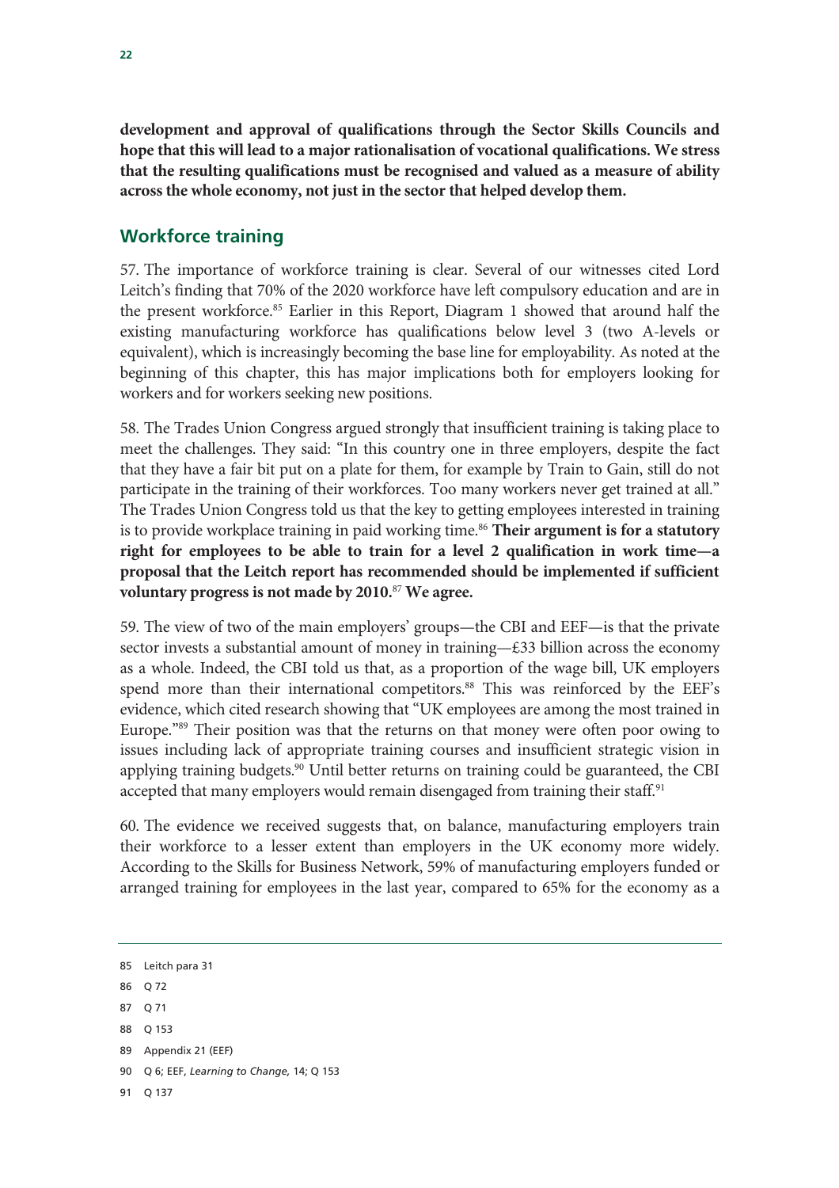**development and approval of qualifications through the Sector Skills Councils and hope that this will lead to a major rationalisation of vocational qualifications. We stress that the resulting qualifications must be recognised and valued as a measure of ability across the whole economy, not just in the sector that helped develop them.**

## Workforce training

57. The importance of workforce training is clear. Several of our witnesses cited Lord Leitch's finding that 70% of the 2020 workforce have left compulsory education and are in the present workforce.[85] Earlier in this Report, Diagram 1 showed that around half the existing manufacturing workforce has qualifications below level 3 (two A-levels or equivalent), which is increasingly becoming the base line for employability. As noted at the beginning of this chapter, this has major implications both for employers looking for workers and for workers seeking new positions.

58. The Trades Union Congress argued strongly that insufficient training is taking place to meet the challenges. They said: "In this country one in three employers, despite the fact that they have a fair bit put on a plate for them, for example by Train to Gain, still do not participate in the training of their workforces. Too many workers never get trained at all." The Trades Union Congress told us that the key to getting employees interested in training is to provide workplace training in paid working time.[86] **Their argument is for a statutory right for employees to be able to train for a level 2 qualification in work time—a proposal that the Leitch report has recommended should be implemented if sufficient voluntary progress is not made by 2010.**[87] **We agree.**

59. The view of two of the main employers' groups—the CBI and EEF—is that the private sector invests a substantial amount of money in training—£33 billion across the economy as a whole. Indeed, the CBI told us that, as a proportion of the wage bill, UK employers spend more than their international competitors.[88] This was reinforced by the EEF's evidence, which cited research showing that "UK employees are among the most trained in Europe."[89] Their position was that the returns on that money were often poor owing to issues including lack of appropriate training courses and insufficient strategic vision in applying training budgets.[90] Until better returns on training could be guaranteed, the CBI accepted that many employers would remain disengaged from training their staff.[91]

60. The evidence we received suggests that, on balance, manufacturing employers train their workforce to a lesser extent than employers in the UK economy more widely. According to the Skills for Business Network, 59% of manufacturing employers funded or arranged training for employees in the last year, compared to 65% for the economy as a

---

85 Leitch para 31

86 Q 72

87 Q 71

88 Q 153

89 Appendix 21 (EEF)

90 Q 6; EEF, *Learning to Change,* 14; Q 153

91 Q 137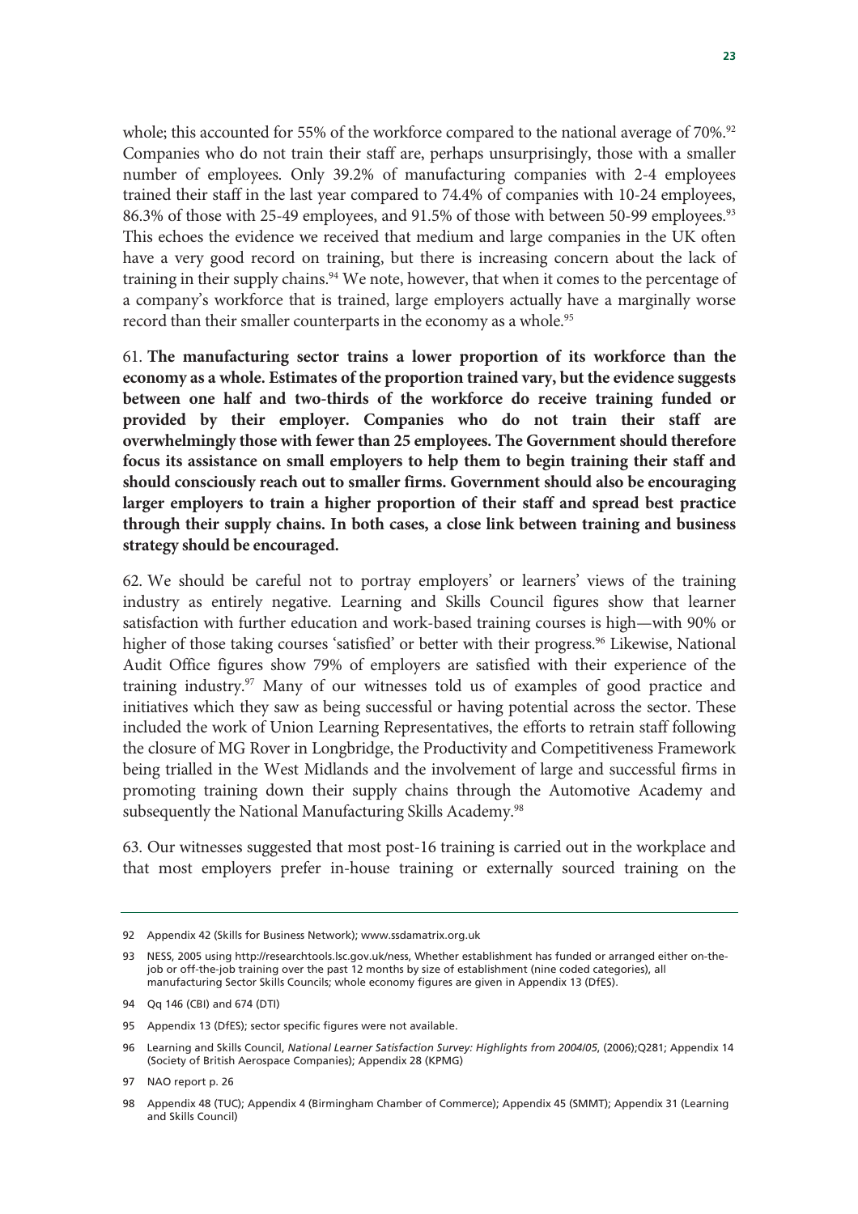whole; this accounted for 55% of the workforce compared to the national average of 70%.[92] Companies who do not train their staff are, perhaps unsurprisingly, those with a smaller number of employees. Only 39.2% of manufacturing companies with 2-4 employees trained their staff in the last year compared to 74.4% of companies with 10-24 employees, 86.3% of those with 25-49 employees, and 91.5% of those with between 50-99 employees.[93] This echoes the evidence we received that medium and large companies in the UK often have a very good record on training, but there is increasing concern about the lack of training in their supply chains.[94] We note, however, that when it comes to the percentage of a company's workforce that is trained, large employers actually have a marginally worse record than their smaller counterparts in the economy as a whole.[95]

61. **The manufacturing sector trains a lower proportion of its workforce than the economy as a whole. Estimates of the proportion trained vary, but the evidence suggests between one half and two-thirds of the workforce do receive training funded or provided by their employer. Companies who do not train their staff are overwhelmingly those with fewer than 25 employees. The Government should therefore focus its assistance on small employers to help them to begin training their staff and should consciously reach out to smaller firms. Government should also be encouraging larger employers to train a higher proportion of their staff and spread best practice through their supply chains. In both cases, a close link between training and business strategy should be encouraged.**

62. We should be careful not to portray employers' or learners' views of the training industry as entirely negative. Learning and Skills Council figures show that learner satisfaction with further education and work-based training courses is high—with 90% or higher of those taking courses 'satisfied' or better with their progress.[96] Likewise, National Audit Office figures show 79% of employers are satisfied with their experience of the training industry.[97] Many of our witnesses told us of examples of good practice and initiatives which they saw as being successful or having potential across the sector. These included the work of Union Learning Representatives, the efforts to retrain staff following the closure of MG Rover in Longbridge, the Productivity and Competitiveness Framework being trialled in the West Midlands and the involvement of large and successful firms in promoting training down their supply chains through the Automotive Academy and subsequently the National Manufacturing Skills Academy.[98]

63. Our witnesses suggested that most post-16 training is carried out in the workplace and that most employers prefer in-house training or externally sourced training on the

---

92 Appendix 42 (Skills for Business Network); www.ssdamatrix.org.uk

93 NESS, 2005 using http://researchtools.lsc.gov.uk/ness, Whether establishment has funded or arranged either on-the-job or off-the-job training over the past 12 months by size of establishment (nine coded categories), all manufacturing Sector Skills Councils; whole economy figures are given in Appendix 13 (DfES).

94 Qq 146 (CBI) and 674 (DTI)

95 Appendix 13 (DfES); sector specific figures were not available.

96 Learning and Skills Council, *National Learner Satisfaction Survey: Highlights from 2004/05*, (2006);Q281; Appendix 14 (Society of British Aerospace Companies); Appendix 28 (KPMG)

97 NAO report p. 26

98 Appendix 48 (TUC); Appendix 4 (Birmingham Chamber of Commerce); Appendix 45 (SMMT); Appendix 31 (Learning and Skills Council)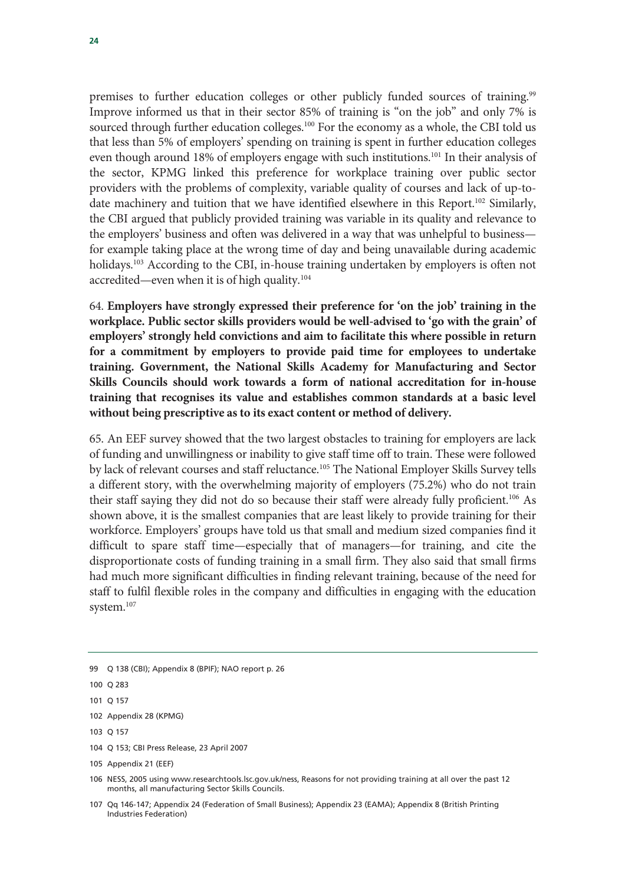premises to further education colleges or other publicly funded sources of training.[99] Improve informed us that in their sector 85% of training is "on the job" and only 7% is sourced through further education colleges.[100] For the economy as a whole, the CBI told us that less than 5% of employers' spending on training is spent in further education colleges even though around 18% of employers engage with such institutions.[101] In their analysis of the sector, KPMG linked this preference for workplace training over public sector providers with the problems of complexity, variable quality of courses and lack of up-to-date machinery and tuition that we have identified elsewhere in this Report.[102] Similarly, the CBI argued that publicly provided training was variable in its quality and relevance to the employers' business and often was delivered in a way that was unhelpful to business—for example taking place at the wrong time of day and being unavailable during academic holidays.[103] According to the CBI, in-house training undertaken by employers is often not accredited—even when it is of high quality.[104]

64. **Employers have strongly expressed their preference for 'on the job' training in the workplace. Public sector skills providers would be well-advised to 'go with the grain' of employers' strongly held convictions and aim to facilitate this where possible in return for a commitment by employers to provide paid time for employees to undertake training. Government, the National Skills Academy for Manufacturing and Sector Skills Councils should work towards a form of national accreditation for in-house training that recognises its value and establishes common standards at a basic level without being prescriptive as to its exact content or method of delivery.**

65. An EEF survey showed that the two largest obstacles to training for employers are lack of funding and unwillingness or inability to give staff time off to train. These were followed by lack of relevant courses and staff reluctance.[105] The National Employer Skills Survey tells a different story, with the overwhelming majority of employers (75.2%) who do not train their staff saying they did not do so because their staff were already fully proficient.[106] As shown above, it is the smallest companies that are least likely to provide training for their workforce. Employers' groups have told us that small and medium sized companies find it difficult to spare staff time—especially that of managers—for training, and cite the disproportionate costs of funding training in a small firm. They also said that small firms had much more significant difficulties in finding relevant training, because of the need for staff to fulfil flexible roles in the company and difficulties in engaging with the education system.[107]

---

99 Q 138 (CBI); Appendix 8 (BPIF); NAO report p. 26

100 Q 283

101 Q 157

102 Appendix 28 (KPMG)

103 Q 157

104 Q 153; CBI Press Release, 23 April 2007

105 Appendix 21 (EEF)

106 NESS, 2005 using www.researchtools.lsc.gov.uk/ness, Reasons for not providing training at all over the past 12 months, all manufacturing Sector Skills Councils.

107 Qq 146-147; Appendix 24 (Federation of Small Business); Appendix 23 (EAMA); Appendix 8 (British Printing Industries Federation)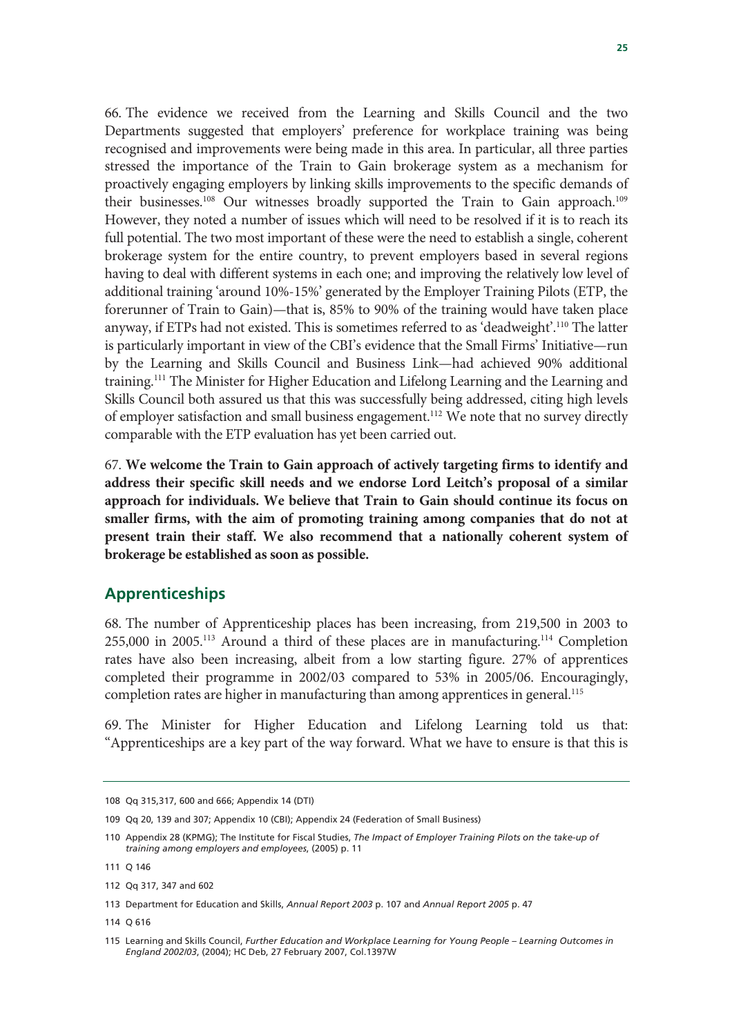66. The evidence we received from the Learning and Skills Council and the two Departments suggested that employers' preference for workplace training was being recognised and improvements were being made in this area. In particular, all three parties stressed the importance of the Train to Gain brokerage system as a mechanism for proactively engaging employers by linking skills improvements to the specific demands of their businesses.[108] Our witnesses broadly supported the Train to Gain approach.[109] However, they noted a number of issues which will need to be resolved if it is to reach its full potential. The two most important of these were the need to establish a single, coherent brokerage system for the entire country, to prevent employers based in several regions having to deal with different systems in each one; and improving the relatively low level of additional training 'around 10%-15%' generated by the Employer Training Pilots (ETP, the forerunner of Train to Gain)—that is, 85% to 90% of the training would have taken place anyway, if ETPs had not existed. This is sometimes referred to as 'deadweight'.[110] The latter is particularly important in view of the CBI's evidence that the Small Firms' Initiative—run by the Learning and Skills Council and Business Link—had achieved 90% additional training.[111] The Minister for Higher Education and Lifelong Learning and the Learning and Skills Council both assured us that this was successfully being addressed, citing high levels of employer satisfaction and small business engagement.[112] We note that no survey directly comparable with the ETP evaluation has yet been carried out.

67. **We welcome the Train to Gain approach of actively targeting firms to identify and address their specific skill needs and we endorse Lord Leitch's proposal of a similar approach for individuals. We believe that Train to Gain should continue its focus on smaller firms, with the aim of promoting training among companies that do not at present train their staff. We also recommend that a nationally coherent system of brokerage be established as soon as possible.**

## Apprenticeships

68. The number of Apprenticeship places has been increasing, from 219,500 in 2003 to 255,000 in 2005.[113] Around a third of these places are in manufacturing.[114] Completion rates have also been increasing, albeit from a low starting figure. 27% of apprentices completed their programme in 2002/03 compared to 53% in 2005/06. Encouragingly, completion rates are higher in manufacturing than among apprentices in general.[115]

69. The Minister for Higher Education and Lifelong Learning told us that: "Apprenticeships are a key part of the way forward. What we have to ensure is that this is

---

108 Qq 315,317, 600 and 666; Appendix 14 (DTI)

109 Qq 20, 139 and 307; Appendix 10 (CBI); Appendix 24 (Federation of Small Business)

110 Appendix 28 (KPMG); The Institute for Fiscal Studies, *The Impact of Employer Training Pilots on the take-up of training among employers and employees*, (2005) p. 11

111 Q 146

112 Qq 317, 347 and 602

113 Department for Education and Skills, *Annual Report 2003* p. 107 and *Annual Report 2005* p. 47

114 Q 616

115 Learning and Skills Council, *Further Education and Workplace Learning for Young People – Learning Outcomes in England 2002/03*, (2004); HC Deb, 27 February 2007, Col.1397W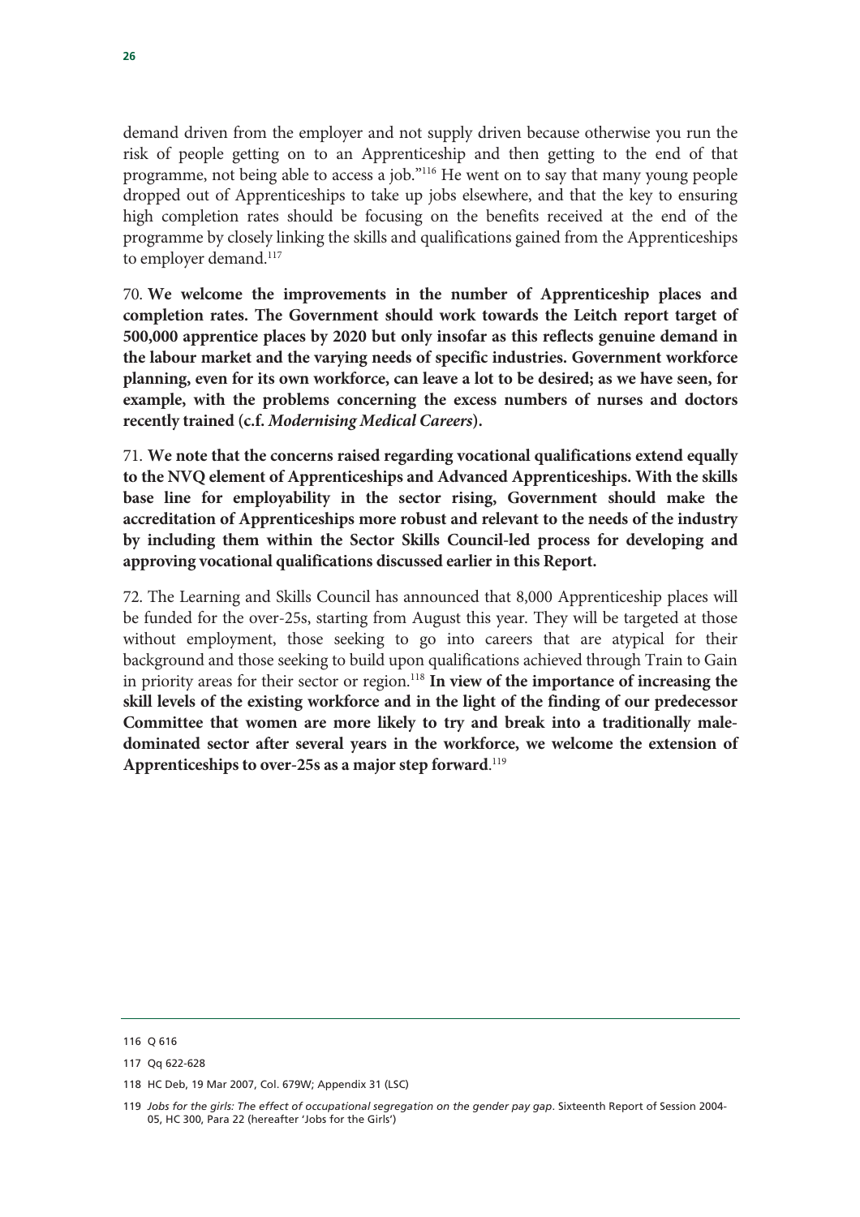demand driven from the employer and not supply driven because otherwise you run the risk of people getting on to an Apprenticeship and then getting to the end of that programme, not being able to access a job."[116] He went on to say that many young people dropped out of Apprenticeships to take up jobs elsewhere, and that the key to ensuring high completion rates should be focusing on the benefits received at the end of the programme by closely linking the skills and qualifications gained from the Apprenticeships to employer demand.[117]

70. **We welcome the improvements in the number of Apprenticeship places and completion rates. The Government should work towards the Leitch report target of 500,000 apprentice places by 2020 but only insofar as this reflects genuine demand in the labour market and the varying needs of specific industries. Government workforce planning, even for its own workforce, can leave a lot to be desired; as we have seen, for example, with the problems concerning the excess numbers of nurses and doctors recently trained (c.f. *Modernising Medical Careers*).**

71. **We note that the concerns raised regarding vocational qualifications extend equally to the NVQ element of Apprenticeships and Advanced Apprenticeships. With the skills base line for employability in the sector rising, Government should make the accreditation of Apprenticeships more robust and relevant to the needs of the industry by including them within the Sector Skills Council-led process for developing and approving vocational qualifications discussed earlier in this Report.**

72. The Learning and Skills Council has announced that 8,000 Apprenticeship places will be funded for the over-25s, starting from August this year. They will be targeted at those without employment, those seeking to go into careers that are atypical for their background and those seeking to build upon qualifications achieved through Train to Gain in priority areas for their sector or region.[118] **In view of the importance of increasing the skill levels of the existing workforce and in the light of the finding of our predecessor Committee that women are more likely to try and break into a traditionally male-dominated sector after several years in the workforce, we welcome the extension of Apprenticeships to over-25s as a major step forward**.[119]

---

116 Q 616

117 Qq 622-628

118 HC Deb, 19 Mar 2007, Col. 679W; Appendix 31 (LSC)

119 *Jobs for the girls: The effect of occupational segregation on the gender pay gap*. Sixteenth Report of Session 2004-05, HC 300, Para 22 (hereafter 'Jobs for the Girls')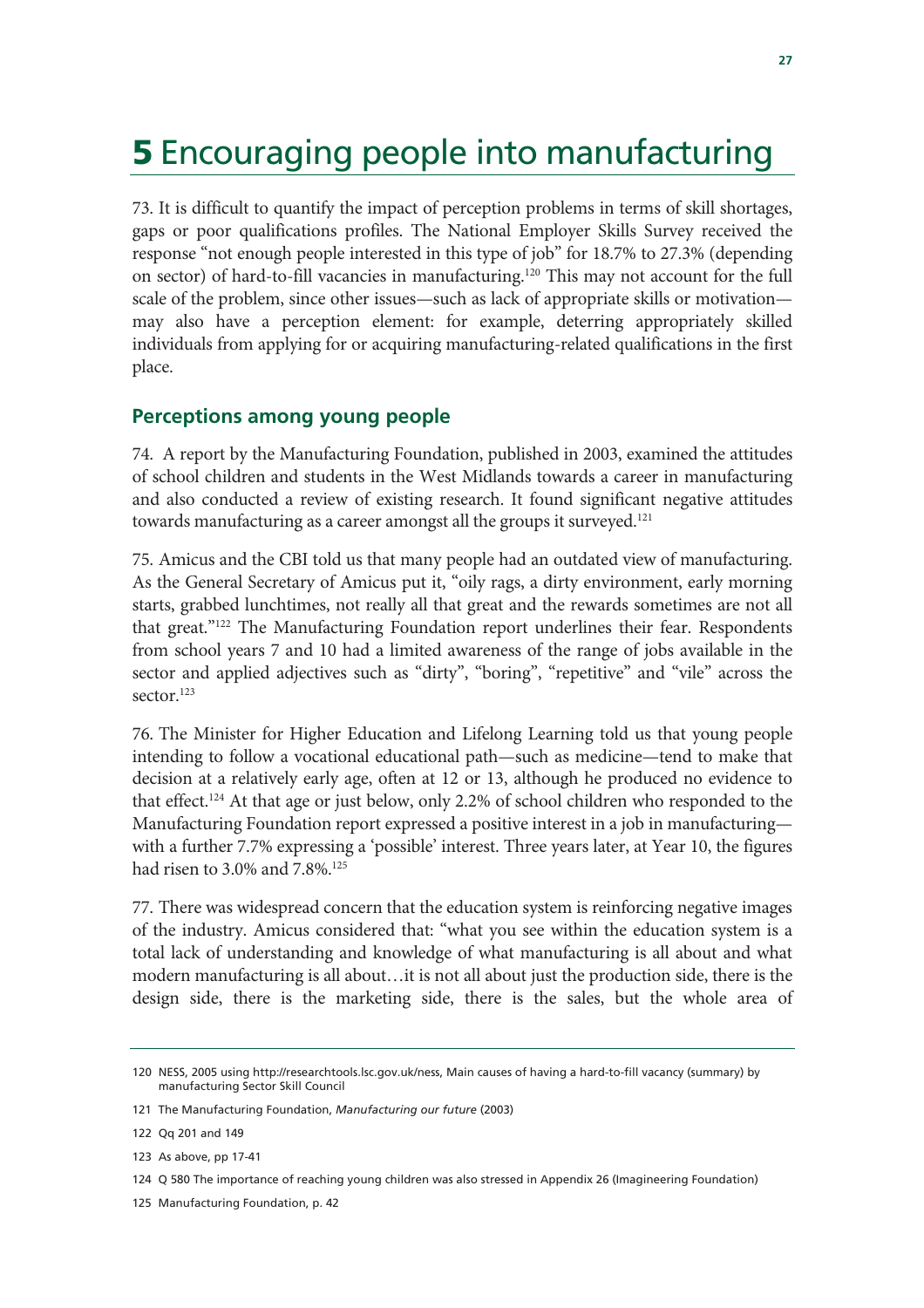# 5 Encouraging people into manufacturing

73. It is difficult to quantify the impact of perception problems in terms of skill shortages, gaps or poor qualifications profiles. The National Employer Skills Survey received the response "not enough people interested in this type of job" for 18.7% to 27.3% (depending on sector) of hard-to-fill vacancies in manufacturing.[120] This may not account for the full scale of the problem, since other issues—such as lack of appropriate skills or motivation—may also have a perception element: for example, deterring appropriately skilled individuals from applying for or acquiring manufacturing-related qualifications in the first place.

## Perceptions among young people

74. A report by the Manufacturing Foundation, published in 2003, examined the attitudes of school children and students in the West Midlands towards a career in manufacturing and also conducted a review of existing research. It found significant negative attitudes towards manufacturing as a career amongst all the groups it surveyed.[121]

75. Amicus and the CBI told us that many people had an outdated view of manufacturing. As the General Secretary of Amicus put it, "oily rags, a dirty environment, early morning starts, grabbed lunchtimes, not really all that great and the rewards sometimes are not all that great."[122] The Manufacturing Foundation report underlines their fear. Respondents from school years 7 and 10 had a limited awareness of the range of jobs available in the sector and applied adjectives such as "dirty", "boring", "repetitive" and "vile" across the sector.[123]

76. The Minister for Higher Education and Lifelong Learning told us that young people intending to follow a vocational educational path—such as medicine—tend to make that decision at a relatively early age, often at 12 or 13, although he produced no evidence to that effect.[124] At that age or just below, only 2.2% of school children who responded to the Manufacturing Foundation report expressed a positive interest in a job in manufacturing—with a further 7.7% expressing a 'possible' interest. Three years later, at Year 10, the figures had risen to 3.0% and 7.8%.[125]

77. There was widespread concern that the education system is reinforcing negative images of the industry. Amicus considered that: "what you see within the education system is a total lack of understanding and knowledge of what manufacturing is all about and what modern manufacturing is all about…it is not all about just the production side, there is the design side, there is the marketing side, there is the sales, but the whole area of

---

120 NESS, 2005 using http://researchtools.lsc.gov.uk/ness, Main causes of having a hard-to-fill vacancy (summary) by manufacturing Sector Skill Council

121 The Manufacturing Foundation, *Manufacturing our future* (2003)

122 Qq 201 and 149

123 As above, pp 17-41

124 Q 580 The importance of reaching young children was also stressed in Appendix 26 (Imagineering Foundation)

125 Manufacturing Foundation, p. 42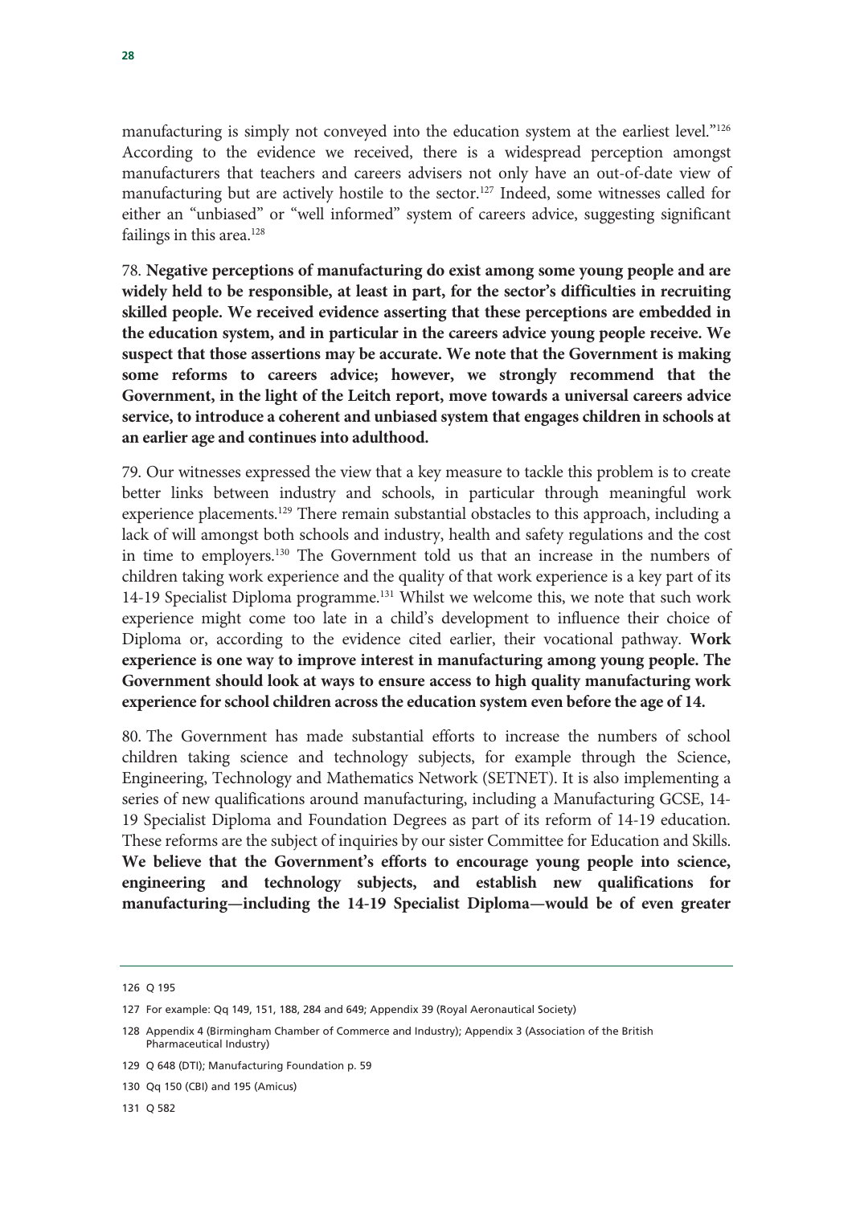manufacturing is simply not conveyed into the education system at the earliest level."[126] According to the evidence we received, there is a widespread perception amongst manufacturers that teachers and careers advisers not only have an out-of-date view of manufacturing but are actively hostile to the sector.[127] Indeed, some witnesses called for either an "unbiased" or "well informed" system of careers advice, suggesting significant failings in this area.[128]

78. **Negative perceptions of manufacturing do exist among some young people and are widely held to be responsible, at least in part, for the sector's difficulties in recruiting skilled people. We received evidence asserting that these perceptions are embedded in the education system, and in particular in the careers advice young people receive. We suspect that those assertions may be accurate. We note that the Government is making some reforms to careers advice; however, we strongly recommend that the Government, in the light of the Leitch report, move towards a universal careers advice service, to introduce a coherent and unbiased system that engages children in schools at an earlier age and continues into adulthood.**

79. Our witnesses expressed the view that a key measure to tackle this problem is to create better links between industry and schools, in particular through meaningful work experience placements.[129] There remain substantial obstacles to this approach, including a lack of will amongst both schools and industry, health and safety regulations and the cost in time to employers.[130] The Government told us that an increase in the numbers of children taking work experience and the quality of that work experience is a key part of its 14-19 Specialist Diploma programme.[131] Whilst we welcome this, we note that such work experience might come too late in a child's development to influence their choice of Diploma or, according to the evidence cited earlier, their vocational pathway. **Work experience is one way to improve interest in manufacturing among young people. The Government should look at ways to ensure access to high quality manufacturing work experience for school children across the education system even before the age of 14.**

80. The Government has made substantial efforts to increase the numbers of school children taking science and technology subjects, for example through the Science, Engineering, Technology and Mathematics Network (SETNET). It is also implementing a series of new qualifications around manufacturing, including a Manufacturing GCSE, 14-19 Specialist Diploma and Foundation Degrees as part of its reform of 14-19 education. These reforms are the subject of inquiries by our sister Committee for Education and Skills. **We believe that the Government's efforts to encourage young people into science, engineering and technology subjects, and establish new qualifications for manufacturing—including the 14-19 Specialist Diploma—would be of even greater**

---

126 Q 195

127 For example: Qq 149, 151, 188, 284 and 649; Appendix 39 (Royal Aeronautical Society)

128 Appendix 4 (Birmingham Chamber of Commerce and Industry); Appendix 3 (Association of the British Pharmaceutical Industry)

129 Q 648 (DTI); Manufacturing Foundation p. 59

130 Qq 150 (CBI) and 195 (Amicus)

131 Q 582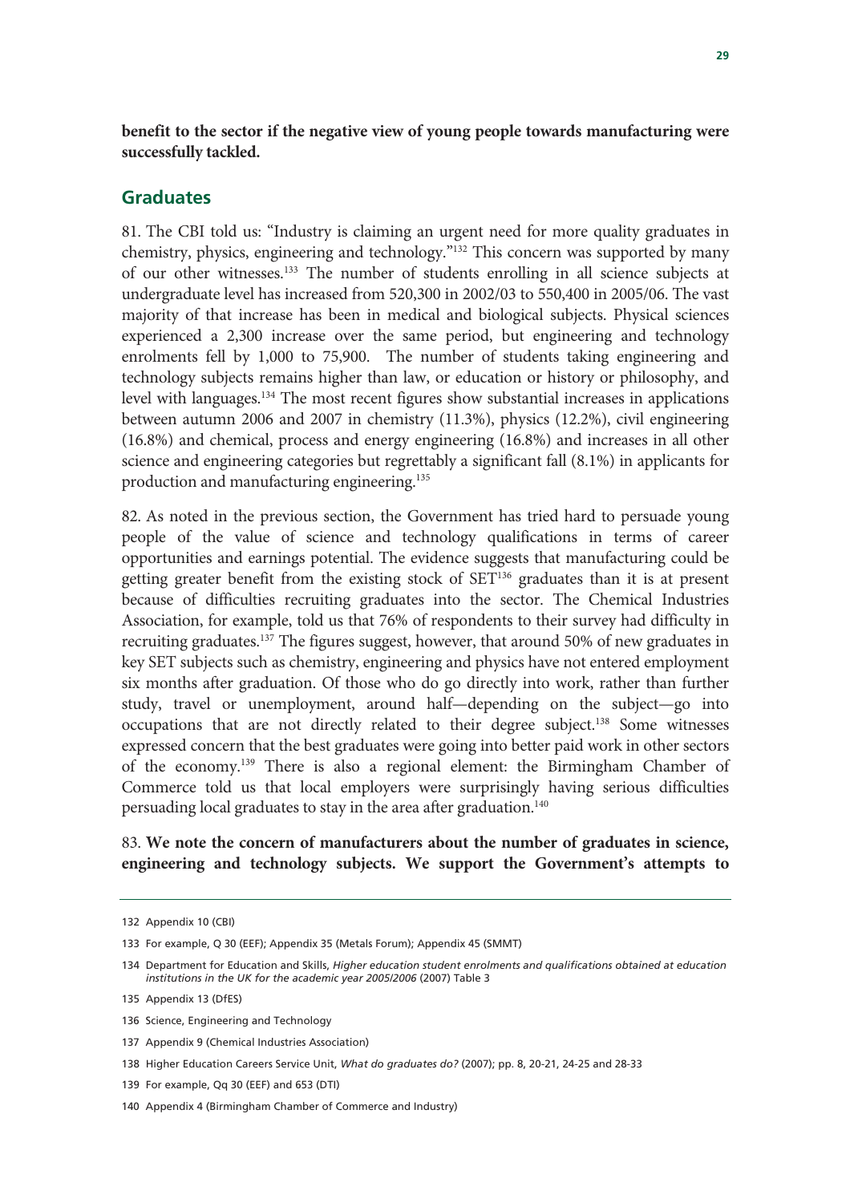**benefit to the sector if the negative view of young people towards manufacturing were successfully tackled.**

## Graduates

81. The CBI told us: "Industry is claiming an urgent need for more quality graduates in chemistry, physics, engineering and technology."[132] This concern was supported by many of our other witnesses.[133] The number of students enrolling in all science subjects at undergraduate level has increased from 520,300 in 2002/03 to 550,400 in 2005/06. The vast majority of that increase has been in medical and biological subjects. Physical sciences experienced a 2,300 increase over the same period, but engineering and technology enrolments fell by 1,000 to 75,900. The number of students taking engineering and technology subjects remains higher than law, or education or history or philosophy, and level with languages.[134] The most recent figures show substantial increases in applications between autumn 2006 and 2007 in chemistry (11.3%), physics (12.2%), civil engineering (16.8%) and chemical, process and energy engineering (16.8%) and increases in all other science and engineering categories but regrettably a significant fall (8.1%) in applicants for production and manufacturing engineering.[135]

82. As noted in the previous section, the Government has tried hard to persuade young people of the value of science and technology qualifications in terms of career opportunities and earnings potential. The evidence suggests that manufacturing could be getting greater benefit from the existing stock of SET[136] graduates than it is at present because of difficulties recruiting graduates into the sector. The Chemical Industries Association, for example, told us that 76% of respondents to their survey had difficulty in recruiting graduates.[137] The figures suggest, however, that around 50% of new graduates in key SET subjects such as chemistry, engineering and physics have not entered employment six months after graduation. Of those who do go directly into work, rather than further study, travel or unemployment, around half—depending on the subject—go into occupations that are not directly related to their degree subject.[138] Some witnesses expressed concern that the best graduates were going into better paid work in other sectors of the economy.[139] There is also a regional element: the Birmingham Chamber of Commerce told us that local employers were surprisingly having serious difficulties persuading local graduates to stay in the area after graduation.[140]

83. **We note the concern of manufacturers about the number of graduates in science, engineering and technology subjects. We support the Government's attempts to**

---

132 Appendix 10 (CBI)

133 For example, Q 30 (EEF); Appendix 35 (Metals Forum); Appendix 45 (SMMT)

134 Department for Education and Skills, *Higher education student enrolments and qualifications obtained at education institutions in the UK for the academic year 2005/2006* (2007) Table 3

135 Appendix 13 (DfES)

136 Science, Engineering and Technology

137 Appendix 9 (Chemical Industries Association)

138 Higher Education Careers Service Unit, *What do graduates do?* (2007); pp. 8, 20-21, 24-25 and 28-33

139 For example, Qq 30 (EEF) and 653 (DTI)

140 Appendix 4 (Birmingham Chamber of Commerce and Industry)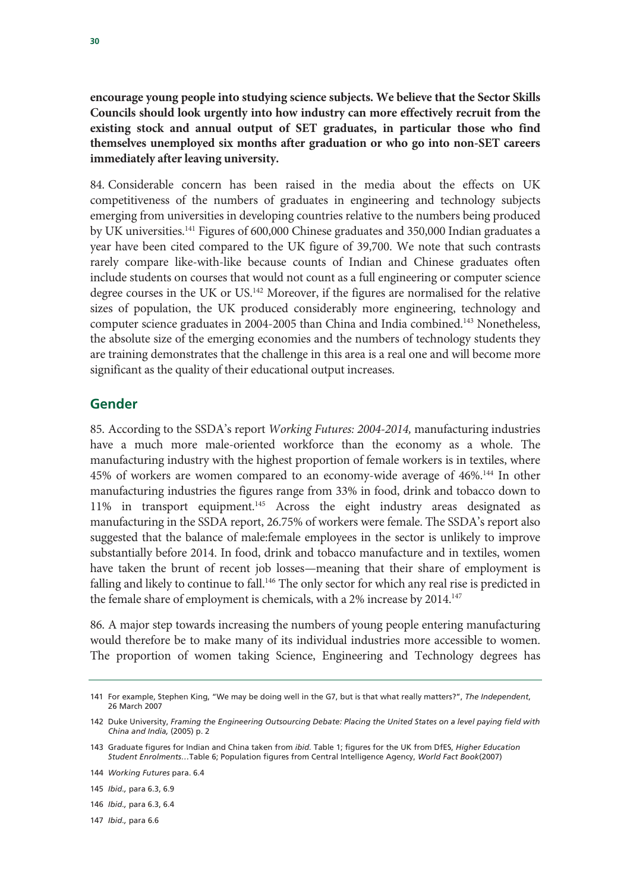**encourage young people into studying science subjects. We believe that the Sector Skills Councils should look urgently into how industry can more effectively recruit from the existing stock and annual output of SET graduates, in particular those who find themselves unemployed six months after graduation or who go into non-SET careers immediately after leaving university.**

84. Considerable concern has been raised in the media about the effects on UK competitiveness of the numbers of graduates in engineering and technology subjects emerging from universities in developing countries relative to the numbers being produced by UK universities.[141] Figures of 600,000 Chinese graduates and 350,000 Indian graduates a year have been cited compared to the UK figure of 39,700. We note that such contrasts rarely compare like-with-like because counts of Indian and Chinese graduates often include students on courses that would not count as a full engineering or computer science degree courses in the UK or US.[142] Moreover, if the figures are normalised for the relative sizes of population, the UK produced considerably more engineering, technology and computer science graduates in 2004-2005 than China and India combined.[143] Nonetheless, the absolute size of the emerging economies and the numbers of technology students they are training demonstrates that the challenge in this area is a real one and will become more significant as the quality of their educational output increases.

## Gender

85. According to the SSDA's report *Working Futures: 2004-2014,* manufacturing industries have a much more male-oriented workforce than the economy as a whole. The manufacturing industry with the highest proportion of female workers is in textiles, where 45% of workers are women compared to an economy-wide average of 46%.[144] In other manufacturing industries the figures range from 33% in food, drink and tobacco down to 11% in transport equipment.[145] Across the eight industry areas designated as manufacturing in the SSDA report, 26.75% of workers were female. The SSDA's report also suggested that the balance of male:female employees in the sector is unlikely to improve substantially before 2014. In food, drink and tobacco manufacture and in textiles, women have taken the brunt of recent job losses—meaning that their share of employment is falling and likely to continue to fall.[146] The only sector for which any real rise is predicted in the female share of employment is chemicals, with a 2% increase by 2014.[147]

86. A major step towards increasing the numbers of young people entering manufacturing would therefore be to make many of its individual industries more accessible to women. The proportion of women taking Science, Engineering and Technology degrees has

---

141 For example, Stephen King, "We may be doing well in the G7, but is that what really matters?", *The Independent*, 26 March 2007

142 Duke University, *Framing the Engineering Outsourcing Debate: Placing the United States on a level paying field with China and India,* (2005) p. 2

143 Graduate figures for Indian and China taken from *ibid.* Table 1; figures for the UK from DfES, *Higher Education Student Enrolments…*Table 6; Population figures from Central Intelligence Agency, *World Fact Book*(2007)

144 *Working Futures* para. 6.4

145 *Ibid.,* para 6.3, 6.9

146 *Ibid.,* para 6.3, 6.4

147 *Ibid.,* para 6.6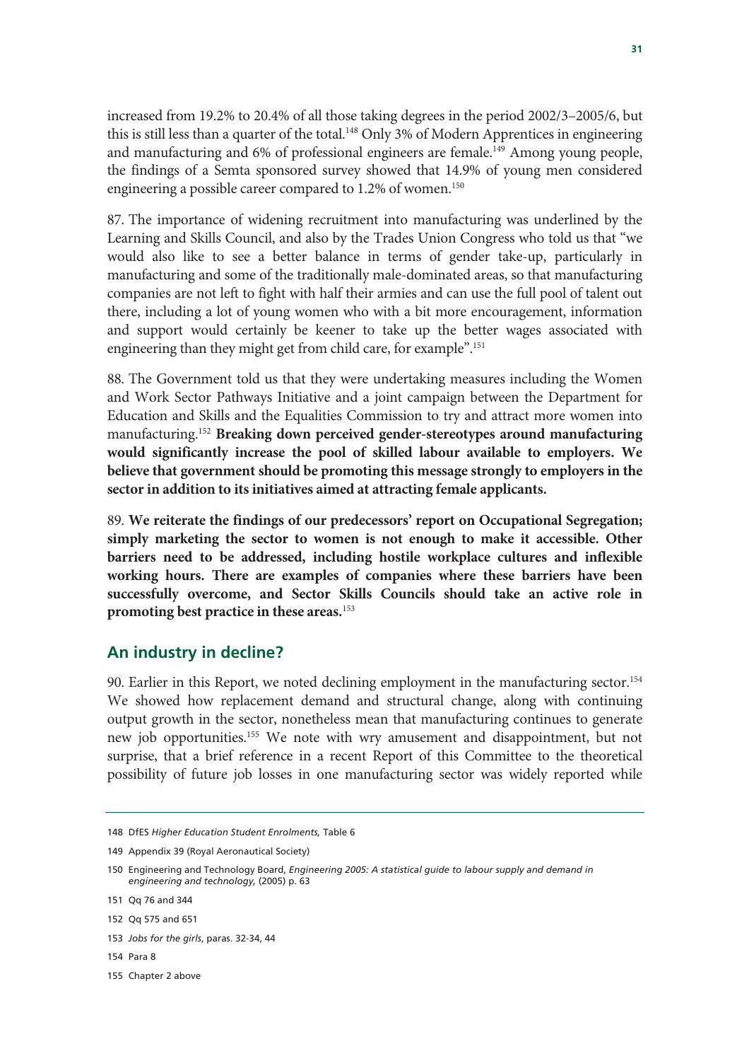increased from 19.2% to 20.4% of all those taking degrees in the period 2002/3–2005/6, but this is still less than a quarter of the total.[148] Only 3% of Modern Apprentices in engineering and manufacturing and 6% of professional engineers are female.[149] Among young people, the findings of a Semta sponsored survey showed that 14.9% of young men considered engineering a possible career compared to 1.2% of women.[150]

87. The importance of widening recruitment into manufacturing was underlined by the Learning and Skills Council, and also by the Trades Union Congress who told us that "we would also like to see a better balance in terms of gender take-up, particularly in manufacturing and some of the traditionally male-dominated areas, so that manufacturing companies are not left to fight with half their armies and can use the full pool of talent out there, including a lot of young women who with a bit more encouragement, information and support would certainly be keener to take up the better wages associated with engineering than they might get from child care, for example".[151]

88. The Government told us that they were undertaking measures including the Women and Work Sector Pathways Initiative and a joint campaign between the Department for Education and Skills and the Equalities Commission to try and attract more women into manufacturing.[152] **Breaking down perceived gender-stereotypes around manufacturing would significantly increase the pool of skilled labour available to employers. We believe that government should be promoting this message strongly to employers in the sector in addition to its initiatives aimed at attracting female applicants.**

89. **We reiterate the findings of our predecessors' report on Occupational Segregation; simply marketing the sector to women is not enough to make it accessible. Other barriers need to be addressed, including hostile workplace cultures and inflexible working hours. There are examples of companies where these barriers have been successfully overcome, and Sector Skills Councils should take an active role in promoting best practice in these areas.**[153]

## An industry in decline?

90. Earlier in this Report, we noted declining employment in the manufacturing sector.[154] We showed how replacement demand and structural change, along with continuing output growth in the sector, nonetheless mean that manufacturing continues to generate new job opportunities.[155] We note with wry amusement and disappointment, but not surprise, that a brief reference in a recent Report of this Committee to the theoretical possibility of future job losses in one manufacturing sector was widely reported while

---

148 DfES *Higher Education Student Enrolments,* Table 6

149 Appendix 39 (Royal Aeronautical Society)

150 Engineering and Technology Board, *Engineering 2005: A statistical guide to labour supply and demand in engineering and technology,* (2005) p. 63

151 Qq 76 and 344

152 Qq 575 and 651

153 *Jobs for the girls*, paras. 32-34, 44

154 Para 8

155 Chapter 2 above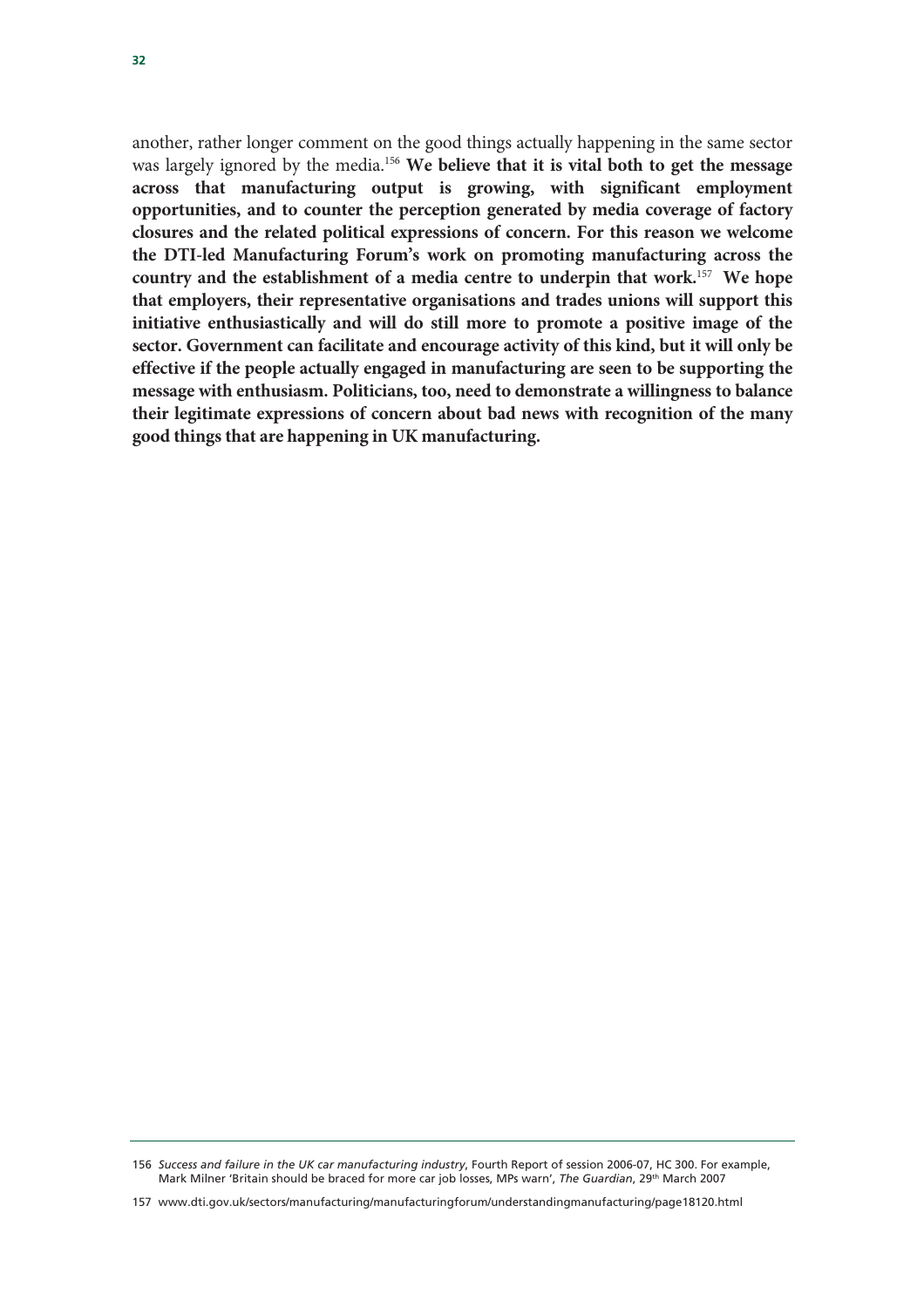another, rather longer comment on the good things actually happening in the same sector was largely ignored by the media.[156] **We believe that it is vital both to get the message across that manufacturing output is growing, with significant employment opportunities, and to counter the perception generated by media coverage of factory closures and the related political expressions of concern. For this reason we welcome the DTI-led Manufacturing Forum's work on promoting manufacturing across the country and the establishment of a media centre to underpin that work.**[157] **We hope that employers, their representative organisations and trades unions will support this initiative enthusiastically and will do still more to promote a positive image of the sector. Government can facilitate and encourage activity of this kind, but it will only be effective if the people actually engaged in manufacturing are seen to be supporting the message with enthusiasm. Politicians, too, need to demonstrate a willingness to balance their legitimate expressions of concern about bad news with recognition of the many good things that are happening in UK manufacturing.**

---

156 *Success and failure in the UK car manufacturing industry*, Fourth Report of session 2006-07, HC 300. For example, Mark Milner 'Britain should be braced for more car job losses, MPs warn', *The Guardian*, 29th March 2007

157 www.dti.gov.uk/sectors/manufacturing/manufacturingforum/understandingmanufacturing/page18120.html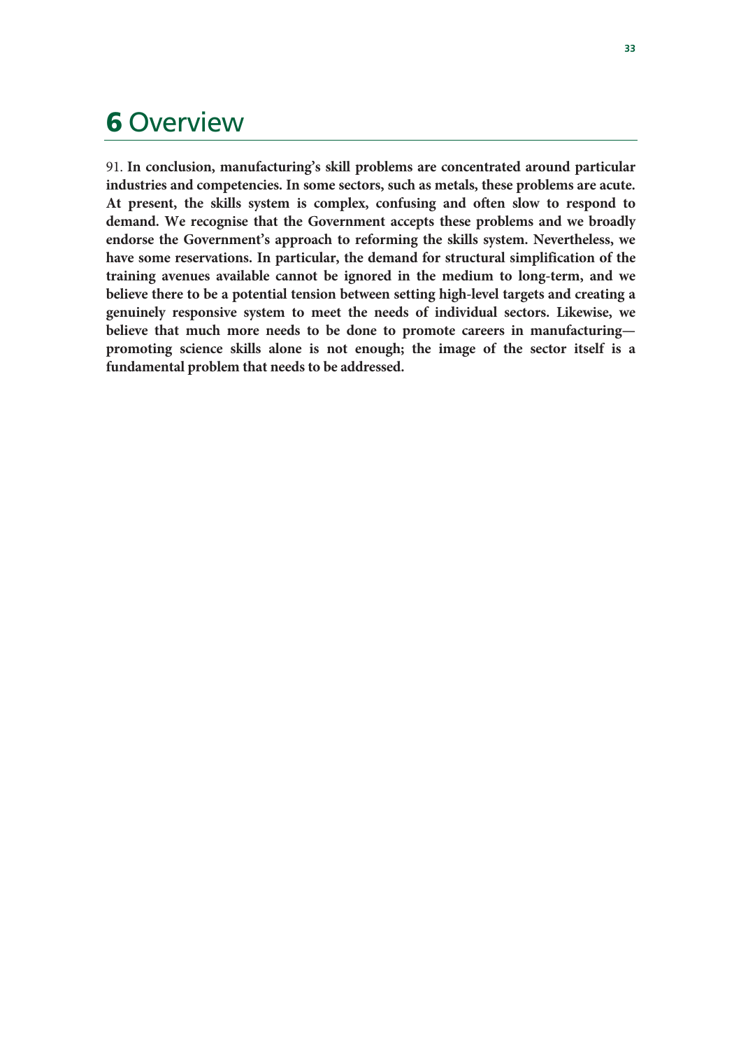# 6 Overview

91. **In conclusion, manufacturing's skill problems are concentrated around particular industries and competencies. In some sectors, such as metals, these problems are acute. At present, the skills system is complex, confusing and often slow to respond to demand. We recognise that the Government accepts these problems and we broadly endorse the Government's approach to reforming the skills system. Nevertheless, we have some reservations. In particular, the demand for structural simplification of the training avenues available cannot be ignored in the medium to long-term, and we believe there to be a potential tension between setting high-level targets and creating a genuinely responsive system to meet the needs of individual sectors. Likewise, we believe that much more needs to be done to promote careers in manufacturing—promoting science skills alone is not enough; the image of the sector itself is a fundamental problem that needs to be addressed.**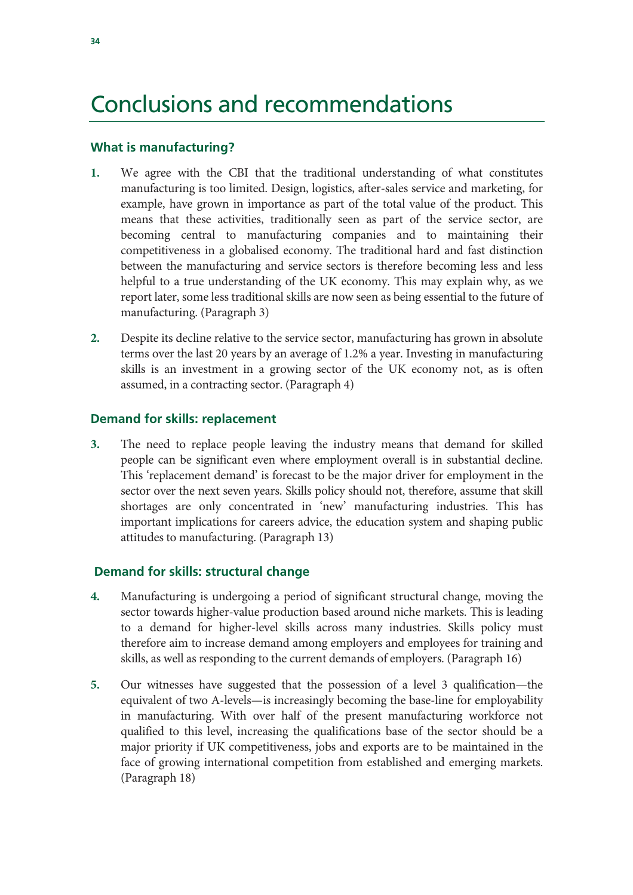# Conclusions and recommendations

### What is manufacturing?

1. We agree with the CBI that the traditional understanding of what constitutes manufacturing is too limited. Design, logistics, after-sales service and marketing, for example, have grown in importance as part of the total value of the product. This means that these activities, traditionally seen as part of the service sector, are becoming central to manufacturing companies and to maintaining their competitiveness in a globalised economy. The traditional hard and fast distinction between the manufacturing and service sectors is therefore becoming less and less helpful to a true understanding of the UK economy. This may explain why, as we report later, some less traditional skills are now seen as being essential to the future of manufacturing. (Paragraph 3)

2. Despite its decline relative to the service sector, manufacturing has grown in absolute terms over the last 20 years by an average of 1.2% a year. Investing in manufacturing skills is an investment in a growing sector of the UK economy not, as is often assumed, in a contracting sector. (Paragraph 4)

### Demand for skills: replacement

3. The need to replace people leaving the industry means that demand for skilled people can be significant even where employment overall is in substantial decline. This 'replacement demand' is forecast to be the major driver for employment in the sector over the next seven years. Skills policy should not, therefore, assume that skill shortages are only concentrated in 'new' manufacturing industries. This has important implications for careers advice, the education system and shaping public attitudes to manufacturing. (Paragraph 13)

### Demand for skills: structural change

4. Manufacturing is undergoing a period of significant structural change, moving the sector towards higher-value production based around niche markets. This is leading to a demand for higher-level skills across many industries. Skills policy must therefore aim to increase demand among employers and employees for training and skills, as well as responding to the current demands of employers. (Paragraph 16)

5. Our witnesses have suggested that the possession of a level 3 qualification—the equivalent of two A-levels—is increasingly becoming the base-line for employability in manufacturing. With over half of the present manufacturing workforce not qualified to this level, increasing the qualifications base of the sector should be a major priority if UK competitiveness, jobs and exports are to be maintained in the face of growing international competition from established and emerging markets. (Paragraph 18)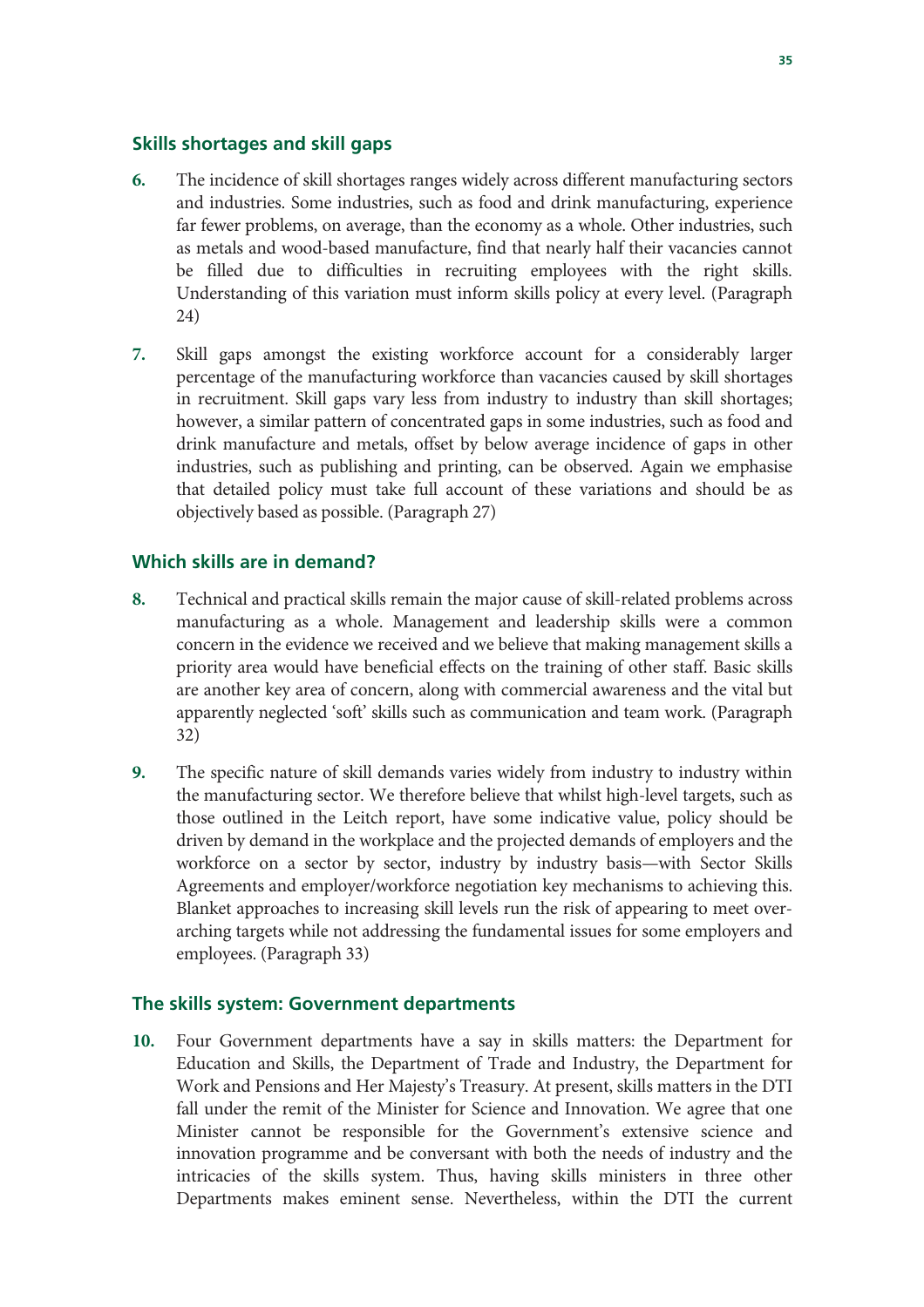## Skills shortages and skill gaps

**6.** The incidence of skill shortages ranges widely across different manufacturing sectors and industries. Some industries, such as food and drink manufacturing, experience far fewer problems, on average, than the economy as a whole. Other industries, such as metals and wood-based manufacture, find that nearly half their vacancies cannot be filled due to difficulties in recruiting employees with the right skills. Understanding of this variation must inform skills policy at every level. (Paragraph 24)

**7.** Skill gaps amongst the existing workforce account for a considerably larger percentage of the manufacturing workforce than vacancies caused by skill shortages in recruitment. Skill gaps vary less from industry to industry than skill shortages; however, a similar pattern of concentrated gaps in some industries, such as food and drink manufacture and metals, offset by below average incidence of gaps in other industries, such as publishing and printing, can be observed. Again we emphasise that detailed policy must take full account of these variations and should be as objectively based as possible. (Paragraph 27)

## Which skills are in demand?

**8.** Technical and practical skills remain the major cause of skill-related problems across manufacturing as a whole. Management and leadership skills were a common concern in the evidence we received and we believe that making management skills a priority area would have beneficial effects on the training of other staff. Basic skills are another key area of concern, along with commercial awareness and the vital but apparently neglected 'soft' skills such as communication and team work. (Paragraph 32)

**9.** The specific nature of skill demands varies widely from industry to industry within the manufacturing sector. We therefore believe that whilst high-level targets, such as those outlined in the Leitch report, have some indicative value, policy should be driven by demand in the workplace and the projected demands of employers and the workforce on a sector by sector, industry by industry basis—with Sector Skills Agreements and employer/workforce negotiation key mechanisms to achieving this. Blanket approaches to increasing skill levels run the risk of appearing to meet over-arching targets while not addressing the fundamental issues for some employers and employees. (Paragraph 33)

## The skills system: Government departments

**10.** Four Government departments have a say in skills matters: the Department for Education and Skills, the Department of Trade and Industry, the Department for Work and Pensions and Her Majesty's Treasury. At present, skills matters in the DTI fall under the remit of the Minister for Science and Innovation. We agree that one Minister cannot be responsible for the Government's extensive science and innovation programme and be conversant with both the needs of industry and the intricacies of the skills system. Thus, having skills ministers in three other Departments makes eminent sense. Nevertheless, within the DTI the current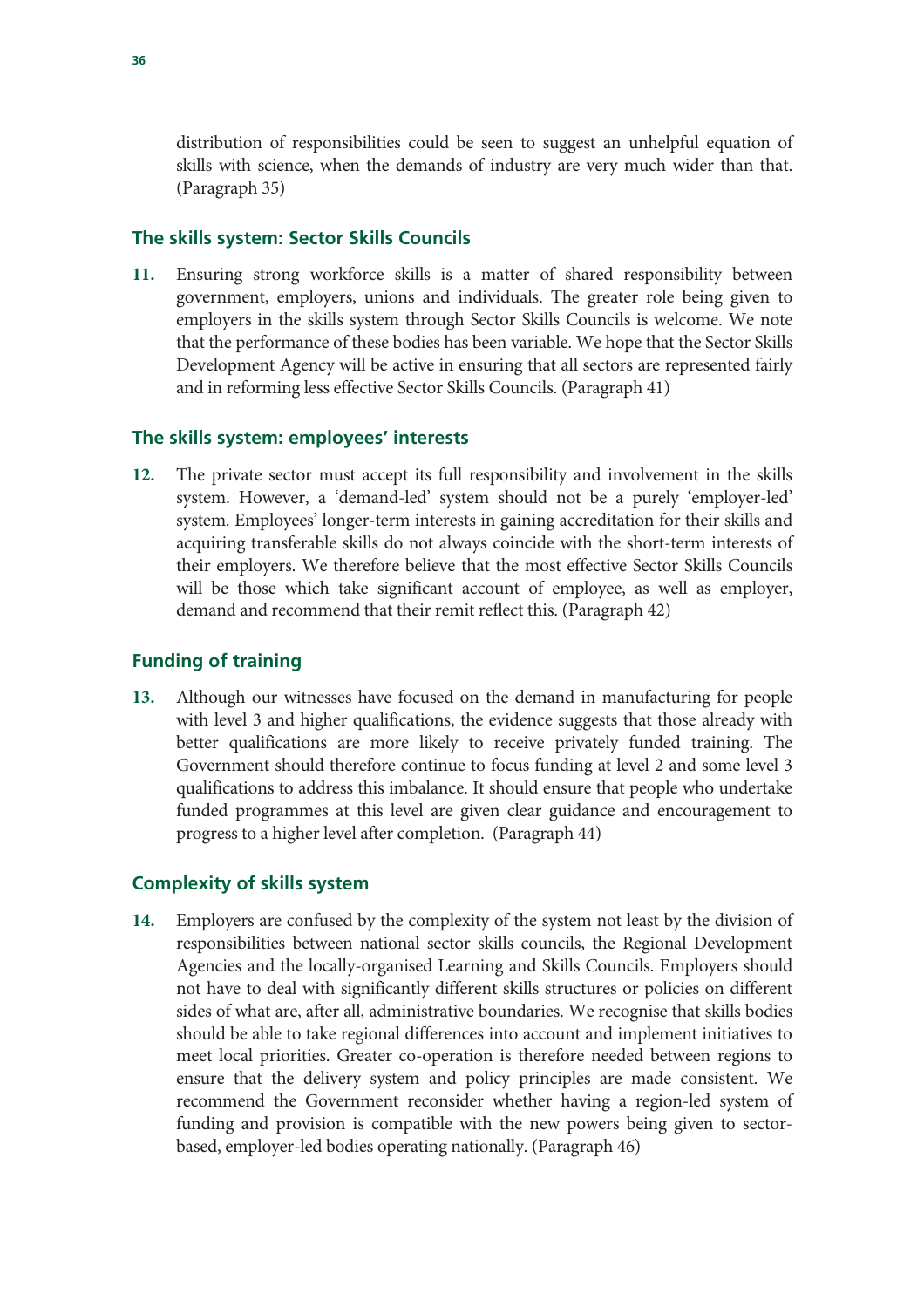distribution of responsibilities could be seen to suggest an unhelpful equation of skills with science, when the demands of industry are very much wider than that. (Paragraph 35)

### The skills system: Sector Skills Councils

**11.** Ensuring strong workforce skills is a matter of shared responsibility between government, employers, unions and individuals. The greater role being given to employers in the skills system through Sector Skills Councils is welcome. We note that the performance of these bodies has been variable. We hope that the Sector Skills Development Agency will be active in ensuring that all sectors are represented fairly and in reforming less effective Sector Skills Councils. (Paragraph 41)

### The skills system: employees' interests

**12.** The private sector must accept its full responsibility and involvement in the skills system. However, a 'demand-led' system should not be a purely 'employer-led' system. Employees' longer-term interests in gaining accreditation for their skills and acquiring transferable skills do not always coincide with the short-term interests of their employers. We therefore believe that the most effective Sector Skills Councils will be those which take significant account of employee, as well as employer, demand and recommend that their remit reflect this. (Paragraph 42)

### Funding of training

**13.** Although our witnesses have focused on the demand in manufacturing for people with level 3 and higher qualifications, the evidence suggests that those already with better qualifications are more likely to receive privately funded training. The Government should therefore continue to focus funding at level 2 and some level 3 qualifications to address this imbalance. It should ensure that people who undertake funded programmes at this level are given clear guidance and encouragement to progress to a higher level after completion. (Paragraph 44)

### Complexity of skills system

**14.** Employers are confused by the complexity of the system not least by the division of responsibilities between national sector skills councils, the Regional Development Agencies and the locally-organised Learning and Skills Councils. Employers should not have to deal with significantly different skills structures or policies on different sides of what are, after all, administrative boundaries. We recognise that skills bodies should be able to take regional differences into account and implement initiatives to meet local priorities. Greater co-operation is therefore needed between regions to ensure that the delivery system and policy principles are made consistent. We recommend the Government reconsider whether having a region-led system of funding and provision is compatible with the new powers being given to sector-based, employer-led bodies operating nationally. (Paragraph 46)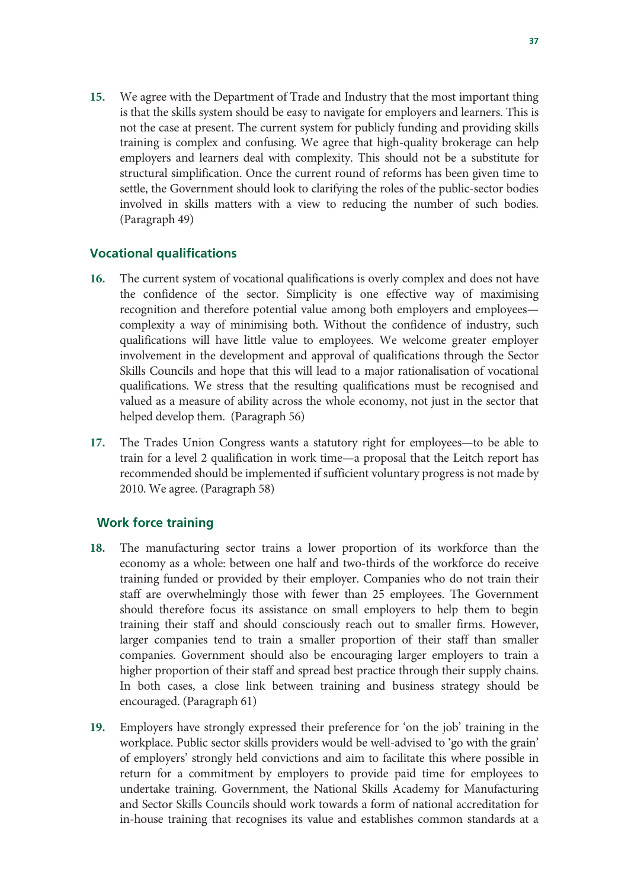15. We agree with the Department of Trade and Industry that the most important thing is that the skills system should be easy to navigate for employers and learners. This is not the case at present. The current system for publicly funding and providing skills training is complex and confusing. We agree that high-quality brokerage can help employers and learners deal with complexity. This should not be a substitute for structural simplification. Once the current round of reforms has been given time to settle, the Government should look to clarifying the roles of the public-sector bodies involved in skills matters with a view to reducing the number of such bodies. (Paragraph 49)

### Vocational qualifications

16. The current system of vocational qualifications is overly complex and does not have the confidence of the sector. Simplicity is one effective way of maximising recognition and therefore potential value among both employers and employees—complexity a way of minimising both. Without the confidence of industry, such qualifications will have little value to employees. We welcome greater employer involvement in the development and approval of qualifications through the Sector Skills Councils and hope that this will lead to a major rationalisation of vocational qualifications. We stress that the resulting qualifications must be recognised and valued as a measure of ability across the whole economy, not just in the sector that helped develop them. (Paragraph 56)

17. The Trades Union Congress wants a statutory right for employees—to be able to train for a level 2 qualification in work time—a proposal that the Leitch report has recommended should be implemented if sufficient voluntary progress is not made by 2010. We agree. (Paragraph 58)

### Work force training

18. The manufacturing sector trains a lower proportion of its workforce than the economy as a whole: between one half and two-thirds of the workforce do receive training funded or provided by their employer. Companies who do not train their staff are overwhelmingly those with fewer than 25 employees. The Government should therefore focus its assistance on small employers to help them to begin training their staff and should consciously reach out to smaller firms. However, larger companies tend to train a smaller proportion of their staff than smaller companies. Government should also be encouraging larger employers to train a higher proportion of their staff and spread best practice through their supply chains. In both cases, a close link between training and business strategy should be encouraged. (Paragraph 61)

19. Employers have strongly expressed their preference for 'on the job' training in the workplace. Public sector skills providers would be well-advised to 'go with the grain' of employers' strongly held convictions and aim to facilitate this where possible in return for a commitment by employers to provide paid time for employees to undertake training. Government, the National Skills Academy for Manufacturing and Sector Skills Councils should work towards a form of national accreditation for in-house training that recognises its value and establishes common standards at a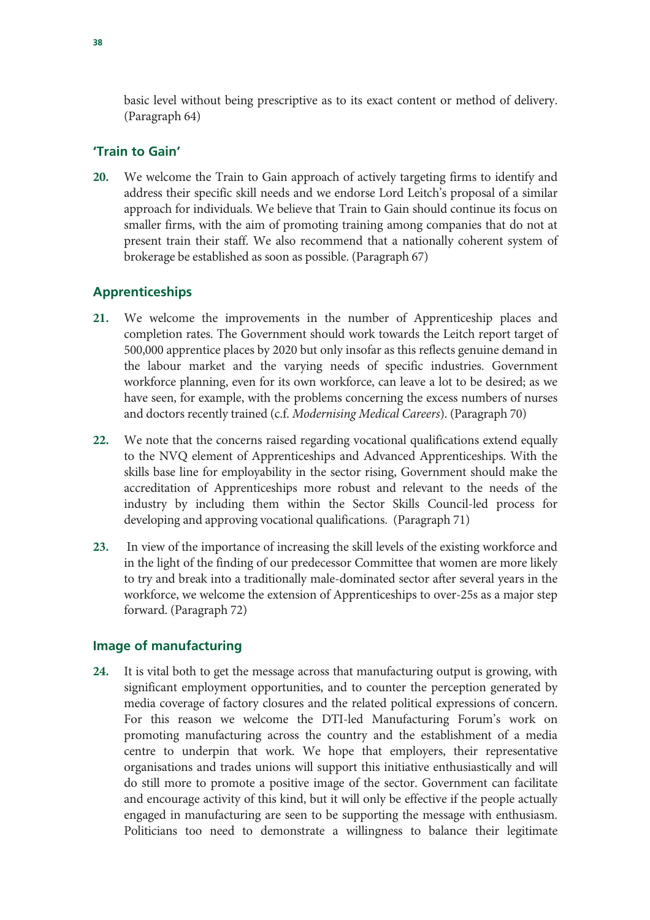basic level without being prescriptive as to its exact content or method of delivery. (Paragraph 64)

### 'Train to Gain'

20. We welcome the Train to Gain approach of actively targeting firms to identify and address their specific skill needs and we endorse Lord Leitch's proposal of a similar approach for individuals. We believe that Train to Gain should continue its focus on smaller firms, with the aim of promoting training among companies that do not at present train their staff. We also recommend that a nationally coherent system of brokerage be established as soon as possible. (Paragraph 67)

### Apprenticeships

21. We welcome the improvements in the number of Apprenticeship places and completion rates. The Government should work towards the Leitch report target of 500,000 apprentice places by 2020 but only insofar as this reflects genuine demand in the labour market and the varying needs of specific industries. Government workforce planning, even for its own workforce, can leave a lot to be desired; as we have seen, for example, with the problems concerning the excess numbers of nurses and doctors recently trained (c.f. *Modernising Medical Careers*). (Paragraph 70)

22. We note that the concerns raised regarding vocational qualifications extend equally to the NVQ element of Apprenticeships and Advanced Apprenticeships. With the skills base line for employability in the sector rising, Government should make the accreditation of Apprenticeships more robust and relevant to the needs of the industry by including them within the Sector Skills Council-led process for developing and approving vocational qualifications. (Paragraph 71)

23. In view of the importance of increasing the skill levels of the existing workforce and in the light of the finding of our predecessor Committee that women are more likely to try and break into a traditionally male-dominated sector after several years in the workforce, we welcome the extension of Apprenticeships to over-25s as a major step forward. (Paragraph 72)

### Image of manufacturing

24. It is vital both to get the message across that manufacturing output is growing, with significant employment opportunities, and to counter the perception generated by media coverage of factory closures and the related political expressions of concern. For this reason we welcome the DTI-led Manufacturing Forum's work on promoting manufacturing across the country and the establishment of a media centre to underpin that work. We hope that employers, their representative organisations and trades unions will support this initiative enthusiastically and will do still more to promote a positive image of the sector. Government can facilitate and encourage activity of this kind, but it will only be effective if the people actually engaged in manufacturing are seen to be supporting the message with enthusiasm. Politicians too need to demonstrate a willingness to balance their legitimate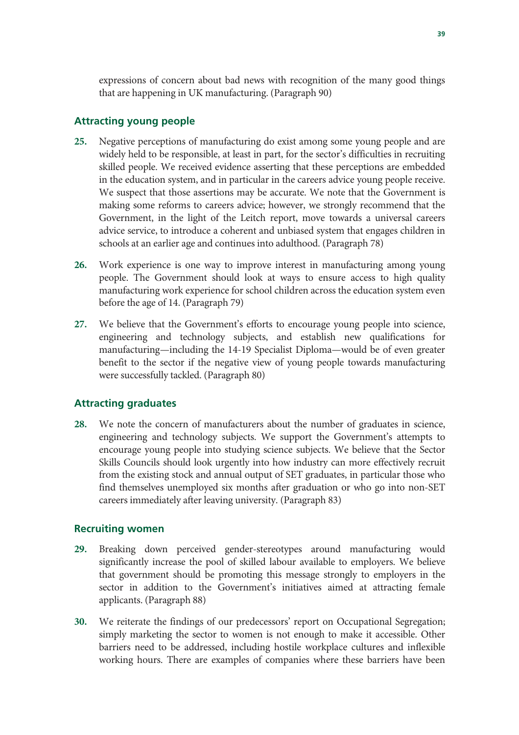expressions of concern about bad news with recognition of the many good things that are happening in UK manufacturing. (Paragraph 90)

### Attracting young people

**25.** Negative perceptions of manufacturing do exist among some young people and are widely held to be responsible, at least in part, for the sector's difficulties in recruiting skilled people. We received evidence asserting that these perceptions are embedded in the education system, and in particular in the careers advice young people receive. We suspect that those assertions may be accurate. We note that the Government is making some reforms to careers advice; however, we strongly recommend that the Government, in the light of the Leitch report, move towards a universal careers advice service, to introduce a coherent and unbiased system that engages children in schools at an earlier age and continues into adulthood. (Paragraph 78)

**26.** Work experience is one way to improve interest in manufacturing among young people. The Government should look at ways to ensure access to high quality manufacturing work experience for school children across the education system even before the age of 14. (Paragraph 79)

**27.** We believe that the Government's efforts to encourage young people into science, engineering and technology subjects, and establish new qualifications for manufacturing—including the 14-19 Specialist Diploma—would be of even greater benefit to the sector if the negative view of young people towards manufacturing were successfully tackled. (Paragraph 80)

### Attracting graduates

**28.** We note the concern of manufacturers about the number of graduates in science, engineering and technology subjects. We support the Government's attempts to encourage young people into studying science subjects. We believe that the Sector Skills Councils should look urgently into how industry can more effectively recruit from the existing stock and annual output of SET graduates, in particular those who find themselves unemployed six months after graduation or who go into non-SET careers immediately after leaving university. (Paragraph 83)

### Recruiting women

**29.** Breaking down perceived gender-stereotypes around manufacturing would significantly increase the pool of skilled labour available to employers. We believe that government should be promoting this message strongly to employers in the sector in addition to the Government's initiatives aimed at attracting female applicants. (Paragraph 88)

**30.** We reiterate the findings of our predecessors' report on Occupational Segregation; simply marketing the sector to women is not enough to make it accessible. Other barriers need to be addressed, including hostile workplace cultures and inflexible working hours. There are examples of companies where these barriers have been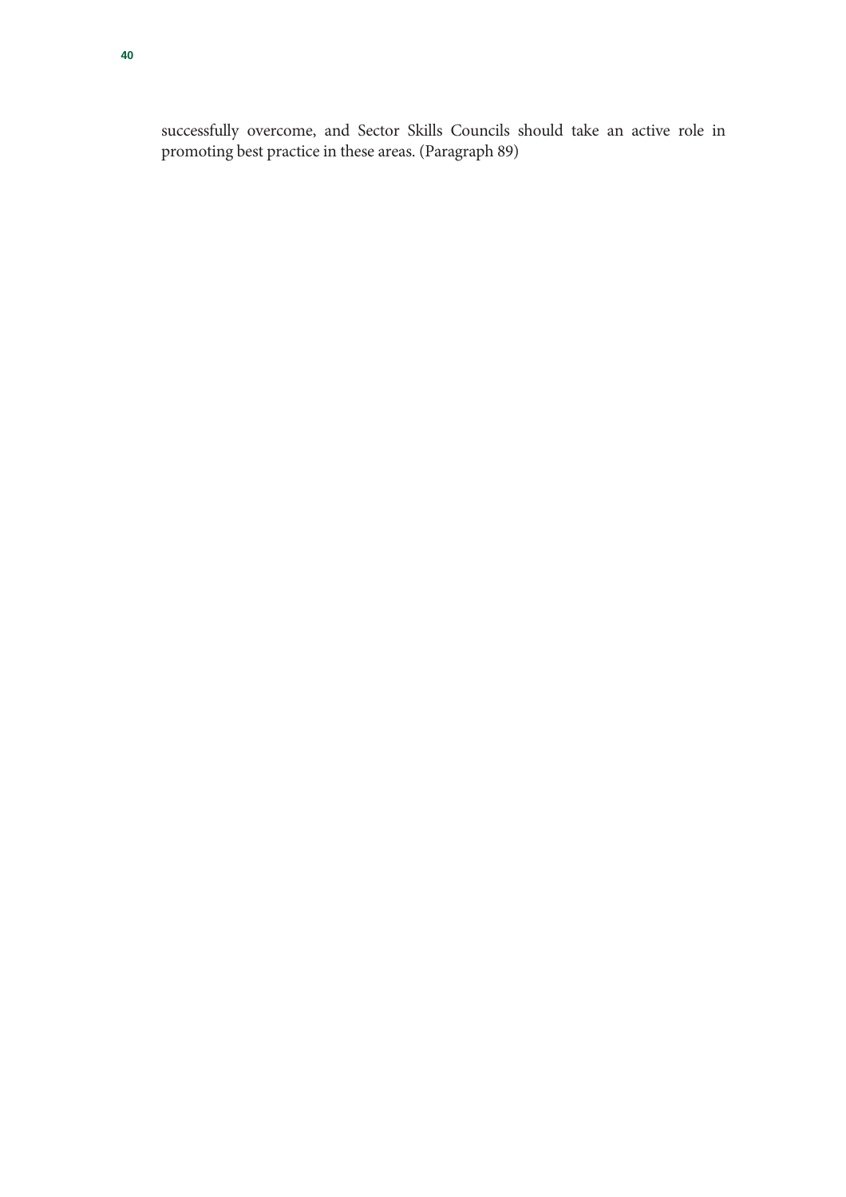successfully overcome, and Sector Skills Councils should take an active role in promoting best practice in these areas. (Paragraph 89)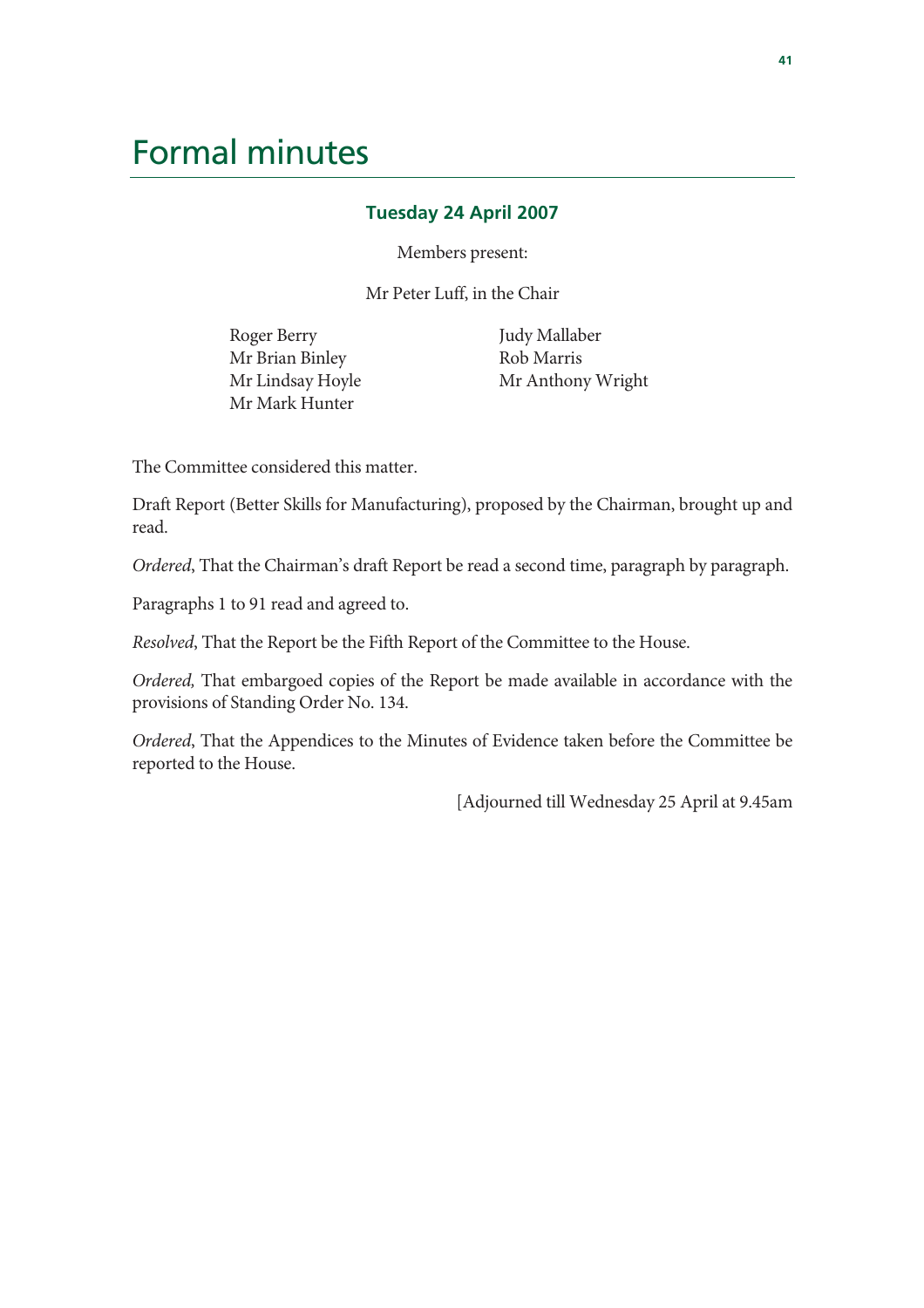# Formal minutes

### Tuesday 24 April 2007

Members present:

Mr Peter Luff, in the Chair

Roger Berry
Mr Brian Binley
Mr Lindsay Hoyle
Mr Mark Hunter
Judy Mallaber
Rob Marris
Mr Anthony Wright

The Committee considered this matter.

Draft Report (Better Skills for Manufacturing), proposed by the Chairman, brought up and read.

*Ordered*, That the Chairman's draft Report be read a second time, paragraph by paragraph.

Paragraphs 1 to 91 read and agreed to.

*Resolved*, That the Report be the Fifth Report of the Committee to the House.

*Ordered,* That embargoed copies of the Report be made available in accordance with the provisions of Standing Order No. 134.

*Ordered*, That the Appendices to the Minutes of Evidence taken before the Committee be reported to the House.

[Adjourned till Wednesday 25 April at 9.45am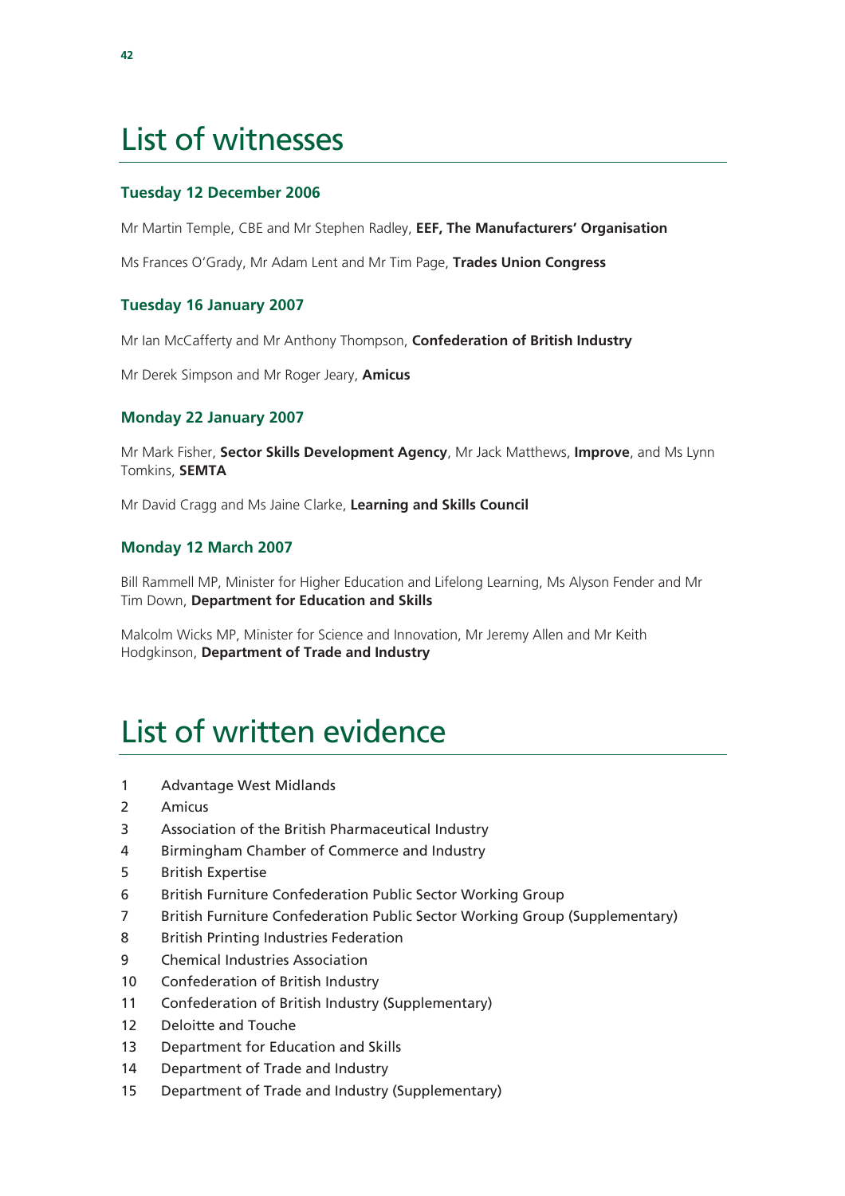# List of witnesses

### Tuesday 12 December 2006

Mr Martin Temple, CBE and Mr Stephen Radley, **EEF, The Manufacturers' Organisation**

Ms Frances O'Grady, Mr Adam Lent and Mr Tim Page, **Trades Union Congress**

### Tuesday 16 January 2007

Mr Ian McCafferty and Mr Anthony Thompson, **Confederation of British Industry**

Mr Derek Simpson and Mr Roger Jeary, **Amicus**

### Monday 22 January 2007

Mr Mark Fisher, **Sector Skills Development Agency**, Mr Jack Matthews, **Improve**, and Ms Lynn Tomkins, **SEMTA**

Mr David Cragg and Ms Jaine Clarke, **Learning and Skills Council**

### Monday 12 March 2007

Bill Rammell MP, Minister for Higher Education and Lifelong Learning, Ms Alyson Fender and Mr Tim Down, **Department for Education and Skills**

Malcolm Wicks MP, Minister for Science and Innovation, Mr Jeremy Allen and Mr Keith Hodgkinson, **Department of Trade and Industry**

# List of written evidence

1 Advantage West Midlands
2 Amicus
3 Association of the British Pharmaceutical Industry
4 Birmingham Chamber of Commerce and Industry
5 British Expertise
6 British Furniture Confederation Public Sector Working Group
7 British Furniture Confederation Public Sector Working Group (Supplementary)
8 British Printing Industries Federation
9 Chemical Industries Association
10 Confederation of British Industry
11 Confederation of British Industry (Supplementary)
12 Deloitte and Touche
13 Department for Education and Skills
14 Department of Trade and Industry
15 Department of Trade and Industry (Supplementary)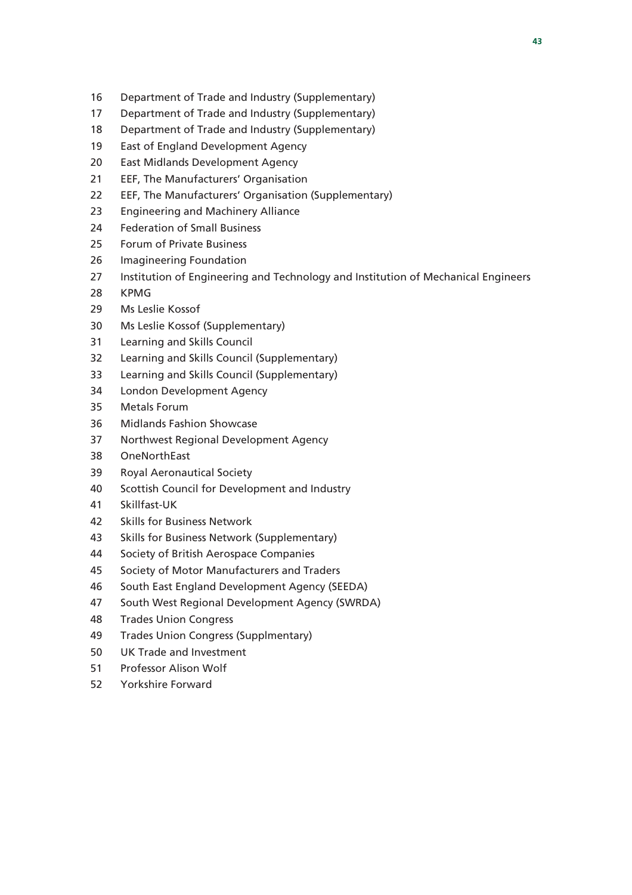16 Department of Trade and Industry (Supplementary)
17 Department of Trade and Industry (Supplementary)
18 Department of Trade and Industry (Supplementary)
19 East of England Development Agency
20 East Midlands Development Agency
21 EEF, The Manufacturers' Organisation
22 EEF, The Manufacturers' Organisation (Supplementary)
23 Engineering and Machinery Alliance
24 Federation of Small Business
25 Forum of Private Business
26 Imagineering Foundation
27 Institution of Engineering and Technology and Institution of Mechanical Engineers
28 KPMG
29 Ms Leslie Kossof
30 Ms Leslie Kossof (Supplementary)
31 Learning and Skills Council
32 Learning and Skills Council (Supplementary)
33 Learning and Skills Council (Supplementary)
34 London Development Agency
35 Metals Forum
36 Midlands Fashion Showcase
37 Northwest Regional Development Agency
38 OneNorthEast
39 Royal Aeronautical Society
40 Scottish Council for Development and Industry
41 Skillfast-UK
42 Skills for Business Network
43 Skills for Business Network (Supplementary)
44 Society of British Aerospace Companies
45 Society of Motor Manufacturers and Traders
46 South East England Development Agency (SEEDA)
47 South West Regional Development Agency (SWRDA)
48 Trades Union Congress
49 Trades Union Congress (Supplmentary)
50 UK Trade and Investment
51 Professor Alison Wolf
52 Yorkshire Forward